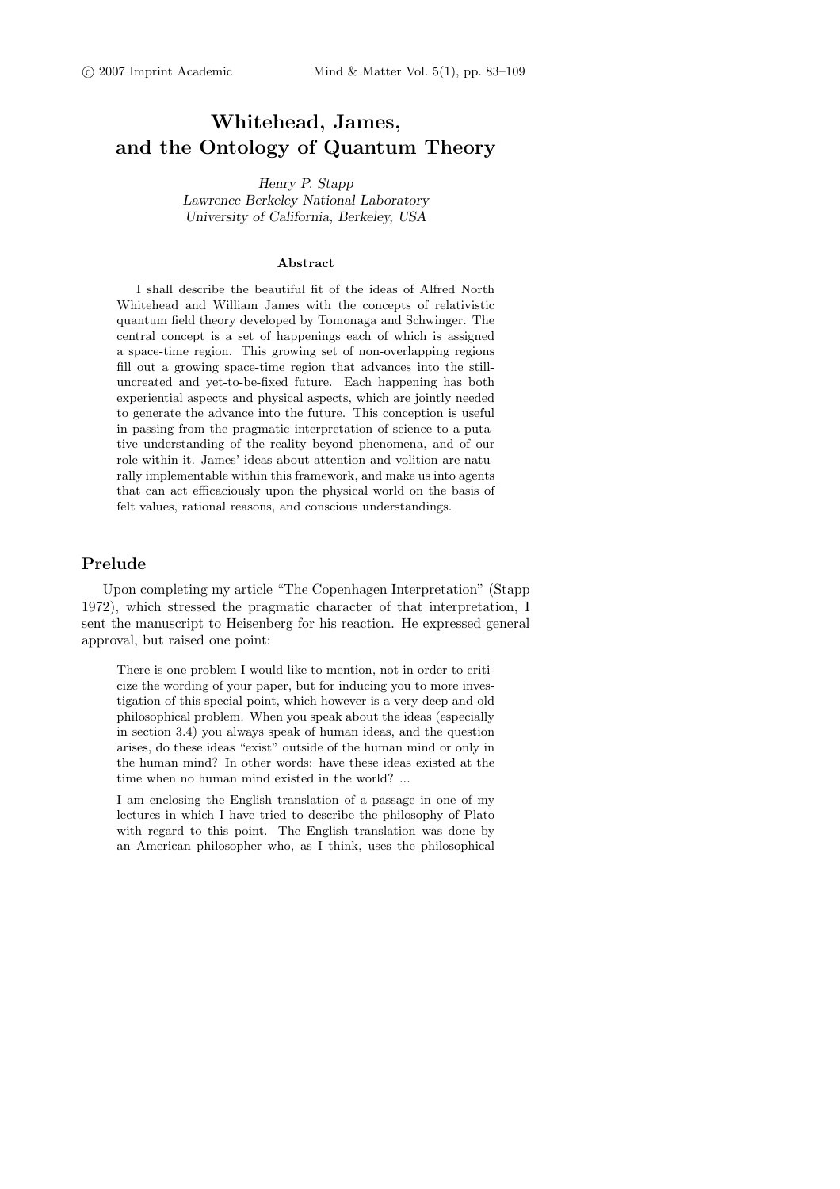# Whitehead, James, and the Ontology of Quantum Theory

*Henry P. Stapp*
*Lawrence Berkeley National Laboratory*
*University of California, Berkeley, USA*

**Abstract**

I shall describe the beautiful fit of the ideas of Alfred North Whitehead and William James with the concepts of relativistic quantum field theory developed by Tomonaga and Schwinger. The central concept is a set of happenings each of which is assigned a space-time region. This growing set of non-overlapping regions fill out a growing space-time region that advances into the still-uncreated and yet-to-be-fixed future. Each happening has both experiential aspects and physical aspects, which are jointly needed to generate the advance into the future. This conception is useful in passing from the pragmatic interpretation of science to a putative understanding of the reality beyond phenomena, and of our role within it. James' ideas about attention and volition are naturally implementable within this framework, and make us into agents that can act efficaciously upon the physical world on the basis of felt values, rational reasons, and conscious understandings.

## Prelude

Upon completing my article "The Copenhagen Interpretation" (Stapp 1972), which stressed the pragmatic character of that interpretation, I sent the manuscript to Heisenberg for his reaction. He expressed general approval, but raised one point:

> There is one problem I would like to mention, not in order to criticize the wording of your paper, but for inducing you to more investigation of this special point, which however is a very deep and old philosophical problem. When you speak about the ideas (especially in section 3.4) you always speak of human ideas, and the question arises, do these ideas "exist" outside of the human mind or only in the human mind? In other words: have these ideas existed at the time when no human mind existed in the world? ...
>
> I am enclosing the English translation of a passage in one of my lectures in which I have tried to describe the philosophy of Plato with regard to this point. The English translation was done by an American philosopher who, as I think, uses the philosophical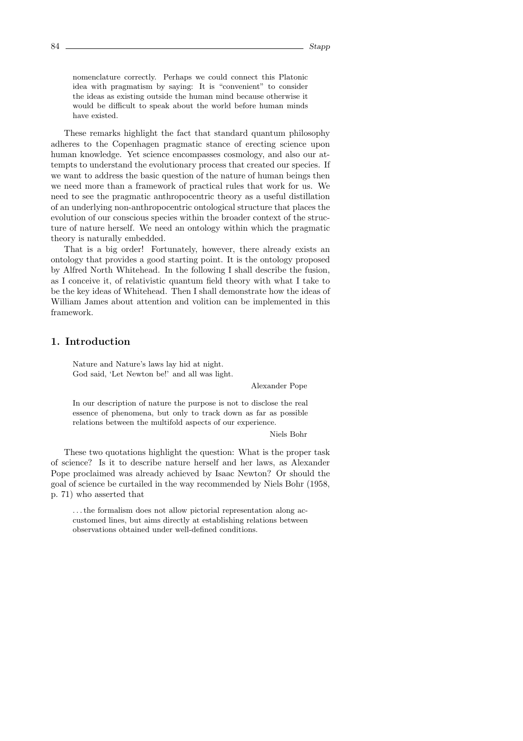> nomenclature correctly. Perhaps we could connect this Platonic idea with pragmatism by saying: It is "convenient" to consider the ideas as existing outside the human mind because otherwise it would be difficult to speak about the world before human minds have existed.

These remarks highlight the fact that standard quantum philosophy adheres to the Copenhagen pragmatic stance of erecting science upon human knowledge. Yet science encompasses cosmology, and also our attempts to understand the evolutionary process that created our species. If we want to address the basic question of the nature of human beings then we need more than a framework of practical rules that work for us. We need to see the pragmatic anthropocentric theory as a useful distillation of an underlying non-anthropocentric ontological structure that places the evolution of our conscious species within the broader context of the structure of nature herself. We need an ontology within which the pragmatic theory is naturally embedded.

That is a big order! Fortunately, however, there already exists an ontology that provides a good starting point. It is the ontology proposed by Alfred North Whitehead. In the following I shall describe the fusion, as I conceive it, of relativistic quantum field theory with what I take to be the key ideas of Whitehead. Then I shall demonstrate how the ideas of William James about attention and volition can be implemented in this framework.

## 1. Introduction

> Nature and Nature's laws lay hid at night.
> God said, 'Let Newton be!' and all was light.
>
> Alexander Pope

> In our description of nature the purpose is not to disclose the real essence of phenomena, but only to track down as far as possible relations between the multifold aspects of our experience.
>
> Niels Bohr

These two quotations highlight the question: What is the proper task of science? Is it to describe nature herself and her laws, as Alexander Pope proclaimed was already achieved by Isaac Newton? Or should the goal of science be curtailed in the way recommended by Niels Bohr (1958, p. 71) who asserted that

> ...the formalism does not allow pictorial representation along accustomed lines, but aims directly at establishing relations between observations obtained under well-defined conditions.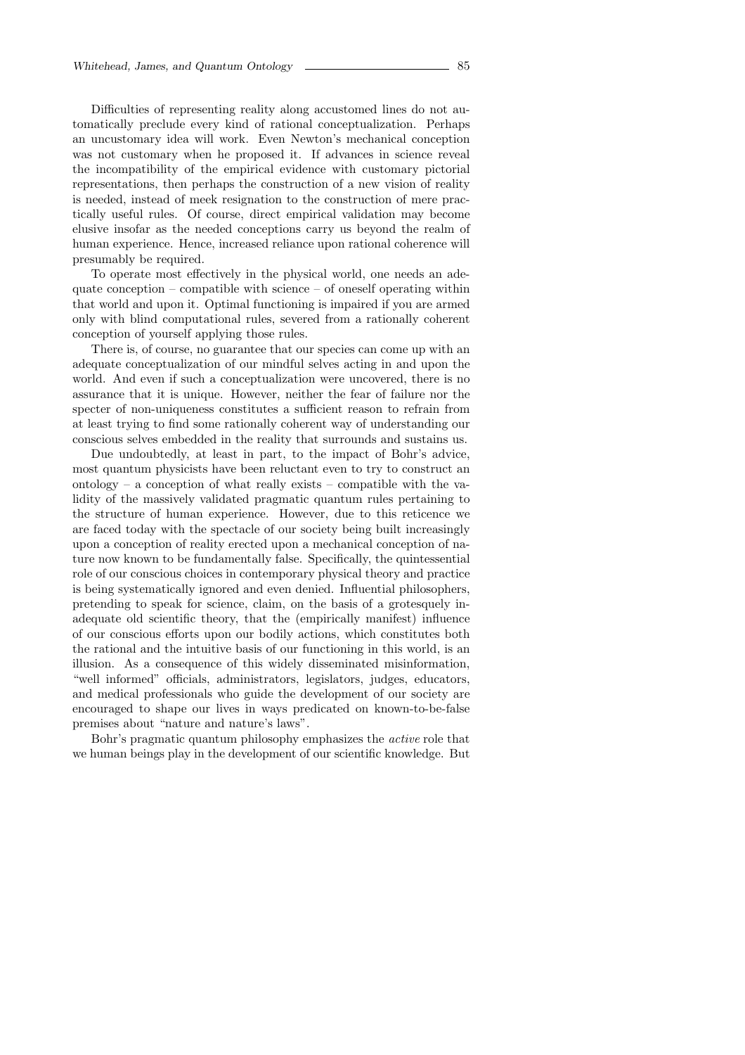Difficulties of representing reality along accustomed lines do not automatically preclude every kind of rational conceptualization. Perhaps an uncustomary idea will work. Even Newton's mechanical conception was not customary when he proposed it. If advances in science reveal the incompatibility of the empirical evidence with customary pictorial representations, then perhaps the construction of a new vision of reality is needed, instead of meek resignation to the construction of mere practically useful rules. Of course, direct empirical validation may become elusive insofar as the needed conceptions carry us beyond the realm of human experience. Hence, increased reliance upon rational coherence will presumably be required.

To operate most effectively in the physical world, one needs an adequate conception – compatible with science – of oneself operating within that world and upon it. Optimal functioning is impaired if you are armed only with blind computational rules, severed from a rationally coherent conception of yourself applying those rules.

There is, of course, no guarantee that our species can come up with an adequate conceptualization of our mindful selves acting in and upon the world. And even if such a conceptualization were uncovered, there is no assurance that it is unique. However, neither the fear of failure nor the specter of non-uniqueness constitutes a sufficient reason to refrain from at least trying to find some rationally coherent way of understanding our conscious selves embedded in the reality that surrounds and sustains us.

Due undoubtedly, at least in part, to the impact of Bohr's advice, most quantum physicists have been reluctant even to try to construct an ontology – a conception of what really exists – compatible with the validity of the massively validated pragmatic quantum rules pertaining to the structure of human experience. However, due to this reticence we are faced today with the spectacle of our society being built increasingly upon a conception of reality erected upon a mechanical conception of nature now known to be fundamentally false. Specifically, the quintessential role of our conscious choices in contemporary physical theory and practice is being systematically ignored and even denied. Influential philosophers, pretending to speak for science, claim, on the basis of a grotesquely inadequate old scientific theory, that the (empirically manifest) influence of our conscious efforts upon our bodily actions, which constitutes both the rational and the intuitive basis of our functioning in this world, is an illusion. As a consequence of this widely disseminated misinformation, "well informed" officials, administrators, legislators, judges, educators, and medical professionals who guide the development of our society are encouraged to shape our lives in ways predicated on known-to-be-false premises about "nature and nature's laws".

Bohr's pragmatic quantum philosophy emphasizes the *active* role that we human beings play in the development of our scientific knowledge. But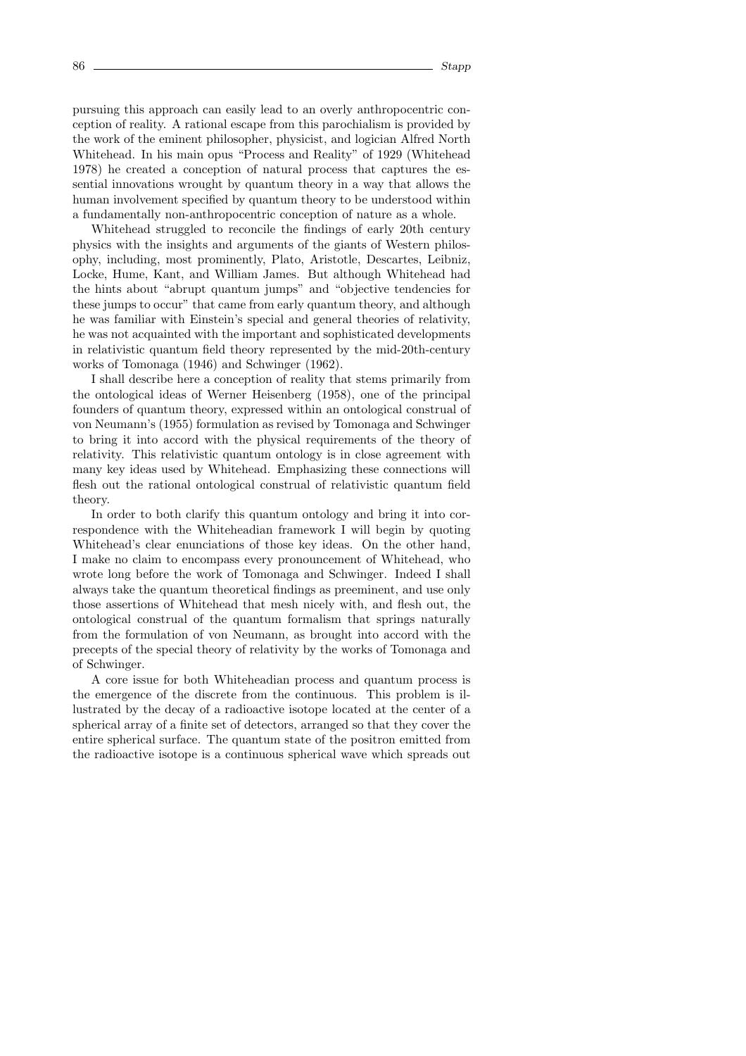pursuing this approach can easily lead to an overly anthropocentric conception of reality. A rational escape from this parochialism is provided by the work of the eminent philosopher, physicist, and logician Alfred North Whitehead. In his main opus "Process and Reality" of 1929 (Whitehead 1978) he created a conception of natural process that captures the essential innovations wrought by quantum theory in a way that allows the human involvement specified by quantum theory to be understood within a fundamentally non-anthropocentric conception of nature as a whole.

Whitehead struggled to reconcile the findings of early 20th century physics with the insights and arguments of the giants of Western philosophy, including, most prominently, Plato, Aristotle, Descartes, Leibniz, Locke, Hume, Kant, and William James. But although Whitehead had the hints about "abrupt quantum jumps" and "objective tendencies for these jumps to occur" that came from early quantum theory, and although he was familiar with Einstein's special and general theories of relativity, he was not acquainted with the important and sophisticated developments in relativistic quantum field theory represented by the mid-20th-century works of Tomonaga (1946) and Schwinger (1962).

I shall describe here a conception of reality that stems primarily from the ontological ideas of Werner Heisenberg (1958), one of the principal founders of quantum theory, expressed within an ontological construal of von Neumann's (1955) formulation as revised by Tomonaga and Schwinger to bring it into accord with the physical requirements of the theory of relativity. This relativistic quantum ontology is in close agreement with many key ideas used by Whitehead. Emphasizing these connections will flesh out the rational ontological construal of relativistic quantum field theory.

In order to both clarify this quantum ontology and bring it into correspondence with the Whiteheadian framework I will begin by quoting Whitehead's clear enunciations of those key ideas. On the other hand, I make no claim to encompass every pronouncement of Whitehead, who wrote long before the work of Tomonaga and Schwinger. Indeed I shall always take the quantum theoretical findings as preeminent, and use only those assertions of Whitehead that mesh nicely with, and flesh out, the ontological construal of the quantum formalism that springs naturally from the formulation of von Neumann, as brought into accord with the precepts of the special theory of relativity by the works of Tomonaga and of Schwinger.

A core issue for both Whiteheadian process and quantum process is the emergence of the discrete from the continuous. This problem is illustrated by the decay of a radioactive isotope located at the center of a spherical array of a finite set of detectors, arranged so that they cover the entire spherical surface. The quantum state of the positron emitted from the radioactive isotope is a continuous spherical wave which spreads out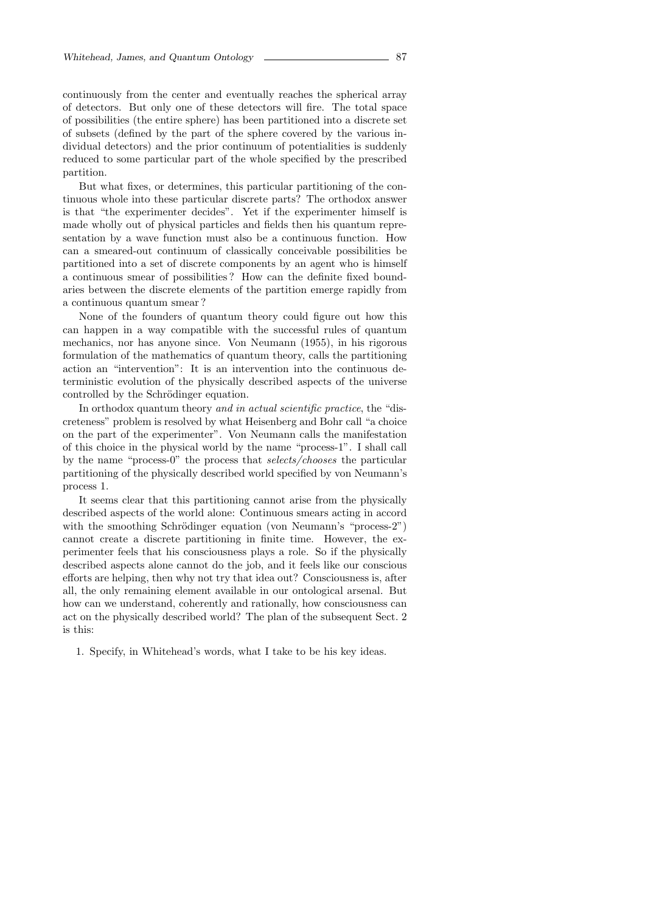continuously from the center and eventually reaches the spherical array of detectors. But only one of these detectors will fire. The total space of possibilities (the entire sphere) has been partitioned into a discrete set of subsets (defined by the part of the sphere covered by the various individual detectors) and the prior continuum of potentialities is suddenly reduced to some particular part of the whole specified by the prescribed partition.

But what fixes, or determines, this particular partitioning of the continuous whole into these particular discrete parts? The orthodox answer is that "the experimenter decides". Yet if the experimenter himself is made wholly out of physical particles and fields then his quantum representation by a wave function must also be a continuous function. How can a smeared-out continuum of classically conceivable possibilities be partitioned into a set of discrete components by an agent who is himself a continuous smear of possibilities? How can the definite fixed boundaries between the discrete elements of the partition emerge rapidly from a continuous quantum smear?

None of the founders of quantum theory could figure out how this can happen in a way compatible with the successful rules of quantum mechanics, nor has anyone since. Von Neumann (1955), in his rigorous formulation of the mathematics of quantum theory, calls the partitioning action an "intervention": It is an intervention into the continuous deterministic evolution of the physically described aspects of the universe controlled by the Schrödinger equation.

In orthodox quantum theory *and in actual scientific practice*, the "discreteness" problem is resolved by what Heisenberg and Bohr call "a choice on the part of the experimenter". Von Neumann calls the manifestation of this choice in the physical world by the name "process-1". I shall call by the name "process-0" the process that *selects/chooses* the particular partitioning of the physically described world specified by von Neumann's process 1.

It seems clear that this partitioning cannot arise from the physically described aspects of the world alone: Continuous smears acting in accord with the smoothing Schrödinger equation (von Neumann's "process-2") cannot create a discrete partitioning in finite time. However, the experimenter feels that his consciousness plays a role. So if the physically described aspects alone cannot do the job, and it feels like our conscious efforts are helping, then why not try that idea out? Consciousness is, after all, the only remaining element available in our ontological arsenal. But how can we understand, coherently and rationally, how consciousness can act on the physically described world? The plan of the subsequent Sect. 2 is this:

1. Specify, in Whitehead's words, what I take to be his key ideas.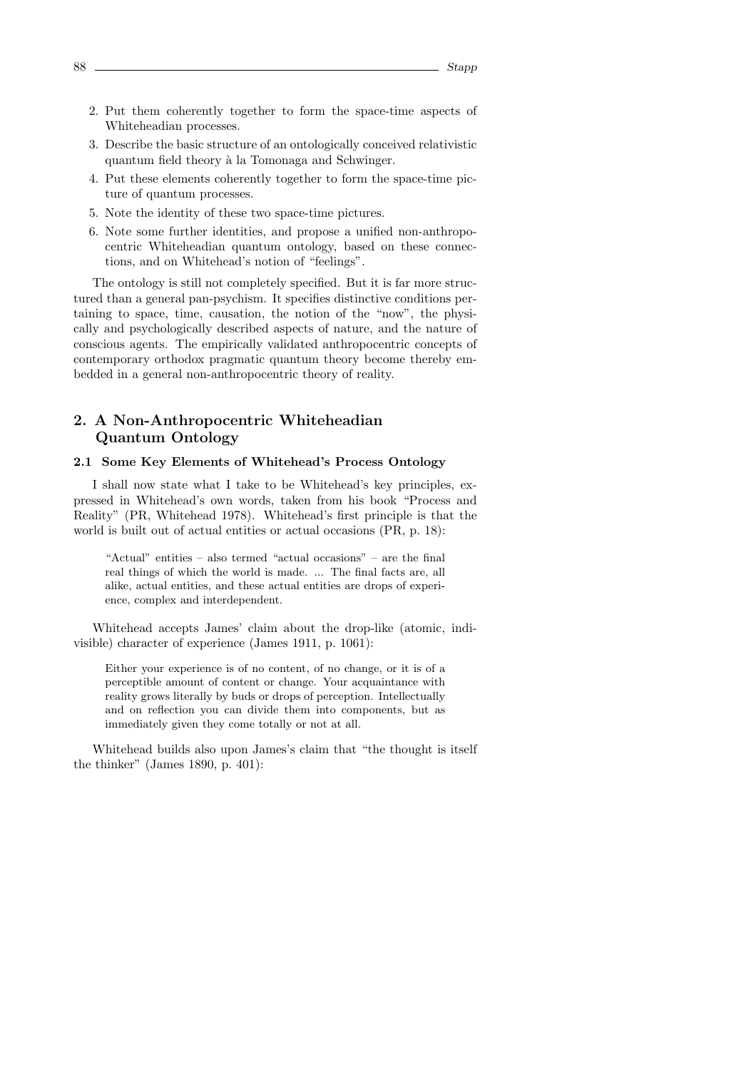2. Put them coherently together to form the space-time aspects of Whiteheadian processes.
3. Describe the basic structure of an ontologically conceived relativistic quantum field theory à la Tomonaga and Schwinger.
4. Put these elements coherently together to form the space-time picture of quantum processes.
5. Note the identity of these two space-time pictures.
6. Note some further identities, and propose a unified non-anthropocentric Whiteheadian quantum ontology, based on these connections, and on Whitehead's notion of "feelings".

The ontology is still not completely specified. But it is far more structured than a general pan-psychism. It specifies distinctive conditions pertaining to space, time, causation, the notion of the "now", the physically and psychologically described aspects of nature, and the nature of conscious agents. The empirically validated anthropocentric concepts of contemporary orthodox pragmatic quantum theory become thereby embedded in a general non-anthropocentric theory of reality.

## 2. A Non-Anthropocentric Whiteheadian Quantum Ontology

### 2.1 Some Key Elements of Whitehead's Process Ontology

I shall now state what I take to be Whitehead's key principles, expressed in Whitehead's own words, taken from his book "Process and Reality" (PR, Whitehead 1978). Whitehead's first principle is that the world is built out of actual entities or actual occasions (PR, p. 18):

> "Actual" entities – also termed "actual occasions" – are the final real things of which the world is made. ... The final facts are, all alike, actual entities, and these actual entities are drops of experience, complex and interdependent.

Whitehead accepts James' claim about the drop-like (atomic, indivisible) character of experience (James 1911, p. 1061):

> Either your experience is of no content, of no change, or it is of a perceptible amount of content or change. Your acquaintance with reality grows literally by buds or drops of perception. Intellectually and on reflection you can divide them into components, but as immediately given they come totally or not at all.

Whitehead builds also upon James's claim that "the thought is itself the thinker" (James 1890, p. 401):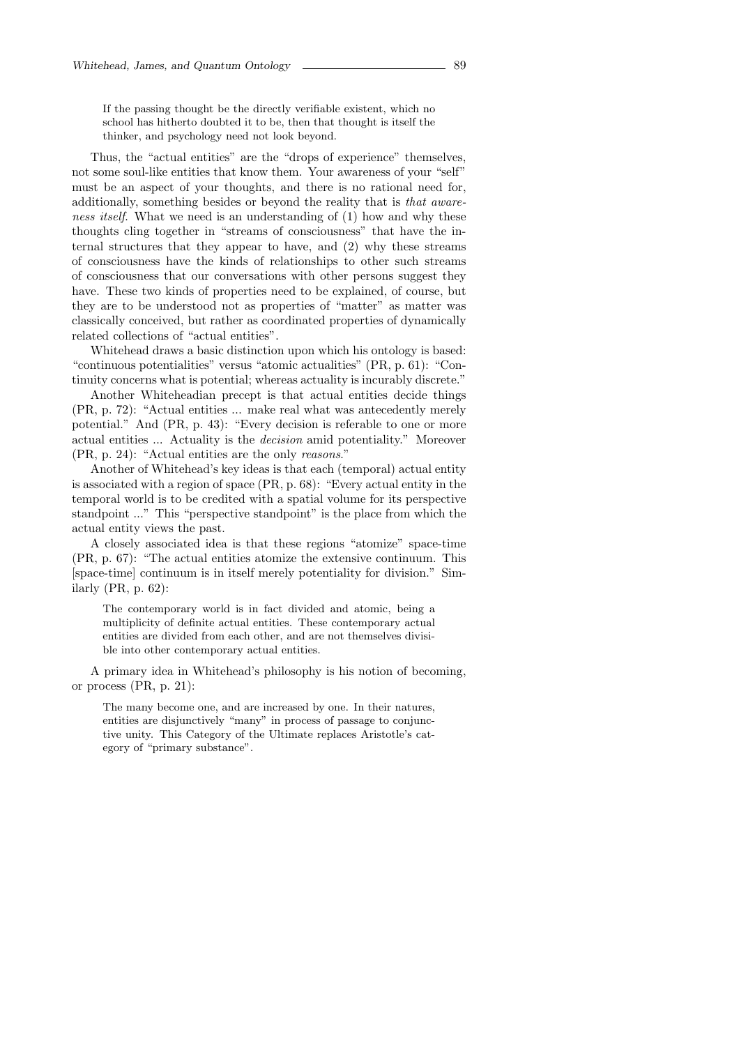> If the passing thought be the directly verifiable existent, which no school has hitherto doubted it to be, then that thought is itself the thinker, and psychology need not look beyond.

Thus, the "actual entities" are the "drops of experience" themselves, not some soul-like entities that know them. Your awareness of your "self" must be an aspect of your thoughts, and there is no rational need for, additionally, something besides or beyond the reality that is *that awareness itself*. What we need is an understanding of (1) how and why these thoughts cling together in "streams of consciousness" that have the internal structures that they appear to have, and (2) why these streams of consciousness have the kinds of relationships to other such streams of consciousness that our conversations with other persons suggest they have. These two kinds of properties need to be explained, of course, but they are to be understood not as properties of "matter" as matter was classically conceived, but rather as coordinated properties of dynamically related collections of "actual entities".

Whitehead draws a basic distinction upon which his ontology is based: "continuous potentialities" versus "atomic actualities" (PR, p. 61): "Continuity concerns what is potential; whereas actuality is incurably discrete."

Another Whiteheadian precept is that actual entities decide things (PR, p. 72): "Actual entities ... make real what was antecedently merely potential." And (PR, p. 43): "Every decision is referable to one or more actual entities ... Actuality is the *decision* amid potentiality." Moreover (PR, p. 24): "Actual entities are the only *reasons*."

Another of Whitehead's key ideas is that each (temporal) actual entity is associated with a region of space (PR, p. 68): "Every actual entity in the temporal world is to be credited with a spatial volume for its perspective standpoint ..." This "perspective standpoint" is the place from which the actual entity views the past.

A closely associated idea is that these regions "atomize" space-time (PR, p. 67): "The actual entities atomize the extensive continuum. This [space-time] continuum is in itself merely potentiality for division." Similarly (PR, p. 62):

> The contemporary world is in fact divided and atomic, being a multiplicity of definite actual entities. These contemporary actual entities are divided from each other, and are not themselves divisible into other contemporary actual entities.

A primary idea in Whitehead's philosophy is his notion of becoming, or process (PR, p. 21):

> The many become one, and are increased by one. In their natures, entities are disjunctively "many" in process of passage to conjunctive unity. This Category of the Ultimate replaces Aristotle's category of "primary substance".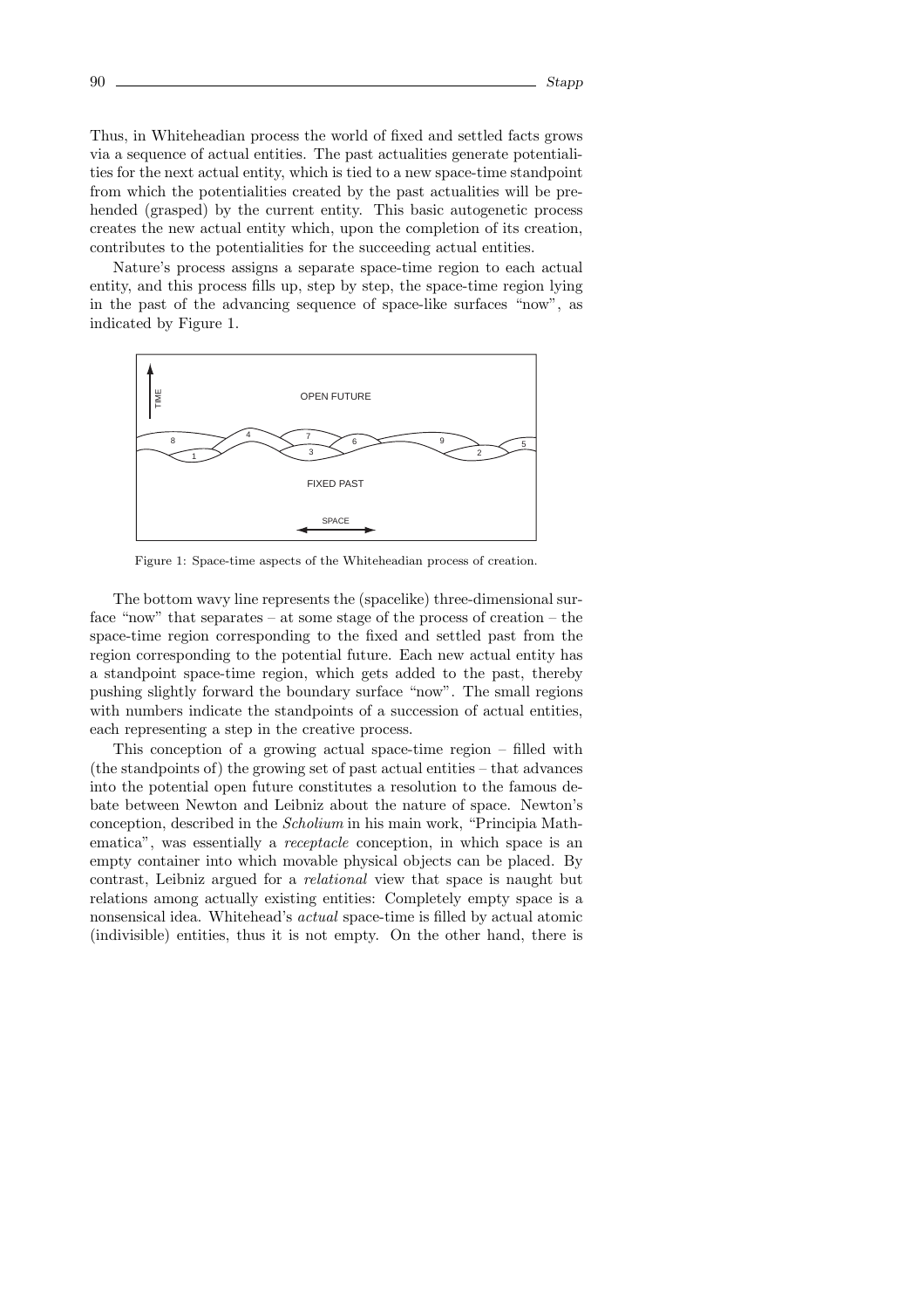Thus, in Whiteheadian process the world of fixed and settled facts grows via a sequence of actual entities. The past actualities generate potentialities for the next actual entity, which is tied to a new space-time standpoint from which the potentialities created by the past actualities will be prehended (grasped) by the current entity. This basic autogenetic process creates the new actual entity which, upon the completion of its creation, contributes to the potentialities for the succeeding actual entities.

Nature's process assigns a separate space-time region to each actual entity, and this process fills up, step by step, the space-time region lying in the past of the advancing sequence of space-like surfaces "now", as indicated by Figure 1.

Figure 1: Space-time aspects of the Whiteheadian process of creation.

The bottom wavy line represents the (spacelike) three-dimensional surface "now" that separates – at some stage of the process of creation – the space-time region corresponding to the fixed and settled past from the region corresponding to the potential future. Each new actual entity has a standpoint space-time region, which gets added to the past, thereby pushing slightly forward the boundary surface "now". The small regions with numbers indicate the standpoints of a succession of actual entities, each representing a step in the creative process.

This conception of a growing actual space-time region – filled with (the standpoints of) the growing set of past actual entities – that advances into the potential open future constitutes a resolution to the famous debate between Newton and Leibniz about the nature of space. Newton's conception, described in the *Scholium* in his main work, "Principia Mathematica", was essentially a *receptacle* conception, in which space is an empty container into which movable physical objects can be placed. By contrast, Leibniz argued for a *relational* view that space is naught but relations among actually existing entities: Completely empty space is a nonsensical idea. Whitehead's *actual* space-time is filled by actual atomic (indivisible) entities, thus it is not empty. On the other hand, there is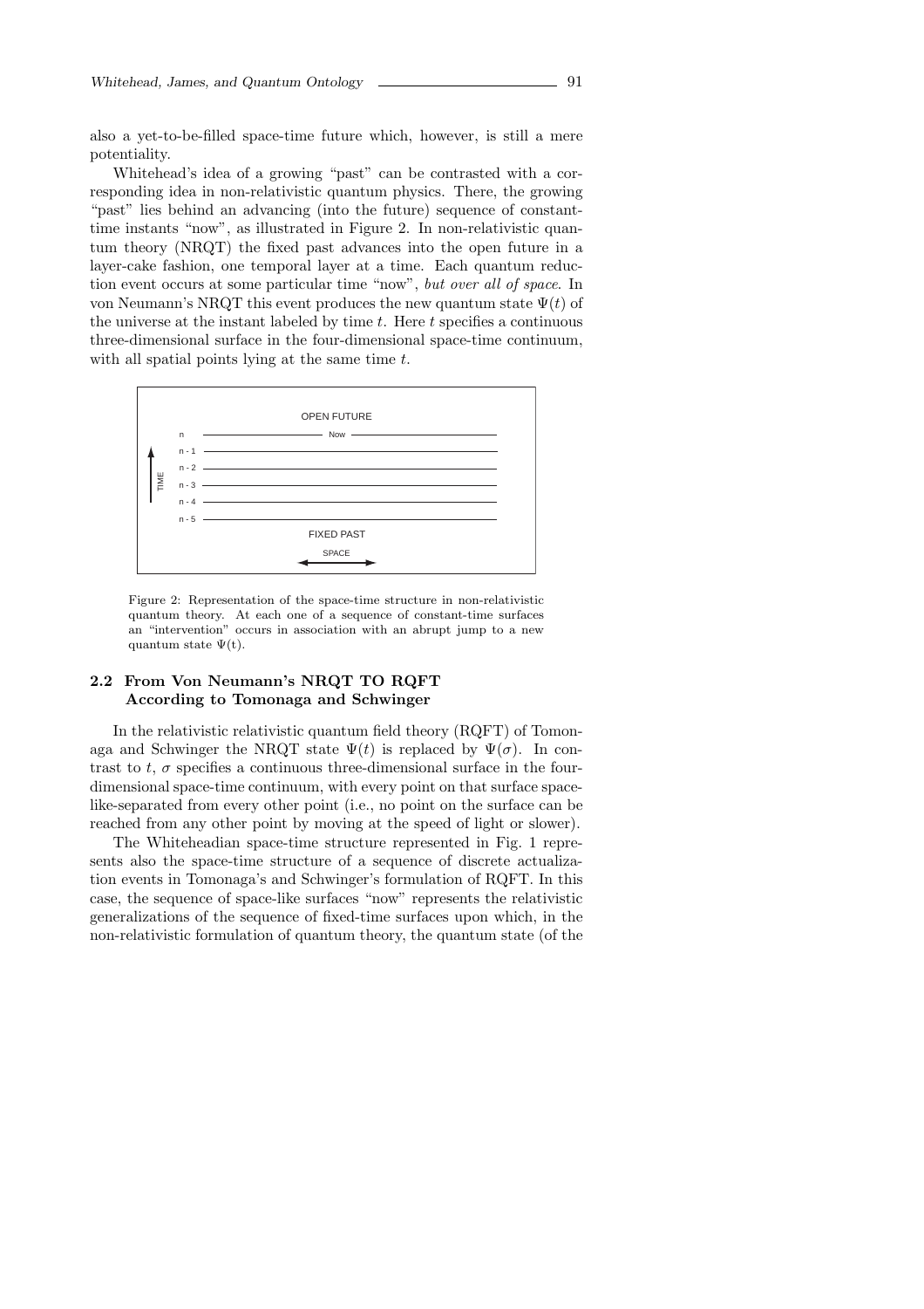also a yet-to-be-filled space-time future which, however, is still a mere potentiality.

Whitehead's idea of a growing "past" can be contrasted with a corresponding idea in non-relativistic quantum physics. There, the growing "past" lies behind an advancing (into the future) sequence of constant-time instants "now", as illustrated in Figure 2. In non-relativistic quantum theory (NRQT) the fixed past advances into the open future in a layer-cake fashion, one temporal layer at a time. Each quantum reduction event occurs at some particular time "now", *but over all of space*. In von Neumann's NRQT this event produces the new quantum state $\Psi(t)$ of the universe at the instant labeled by time $t$. Here $t$ specifies a continuous three-dimensional surface in the four-dimensional space-time continuum, with all spatial points lying at the same time $t$.

Figure 2: Representation of the space-time structure in non-relativistic quantum theory. At each one of a sequence of constant-time surfaces an "intervention" occurs in association with an abrupt jump to a new quantum state $\Psi$(t).

### 2.2 From Von Neumann's NRQT TO RQFT According to Tomonaga and Schwinger

In the relativistic relativistic quantum field theory (RQFT) of Tomonaga and Schwinger the NRQT state $\Psi(t)$ is replaced by $\Psi(\sigma)$. In contrast to $t$, $\sigma$ specifies a continuous three-dimensional surface in the four-dimensional space-time continuum, with every point on that surface space-like-separated from every other point (i.e., no point on the surface can be reached from any other point by moving at the speed of light or slower).

The Whiteheadian space-time structure represented in Fig. 1 represents also the space-time structure of a sequence of discrete actualization events in Tomonaga's and Schwinger's formulation of RQFT. In this case, the sequence of space-like surfaces "now" represents the relativistic generalizations of the sequence of fixed-time surfaces upon which, in the non-relativistic formulation of quantum theory, the quantum state (of the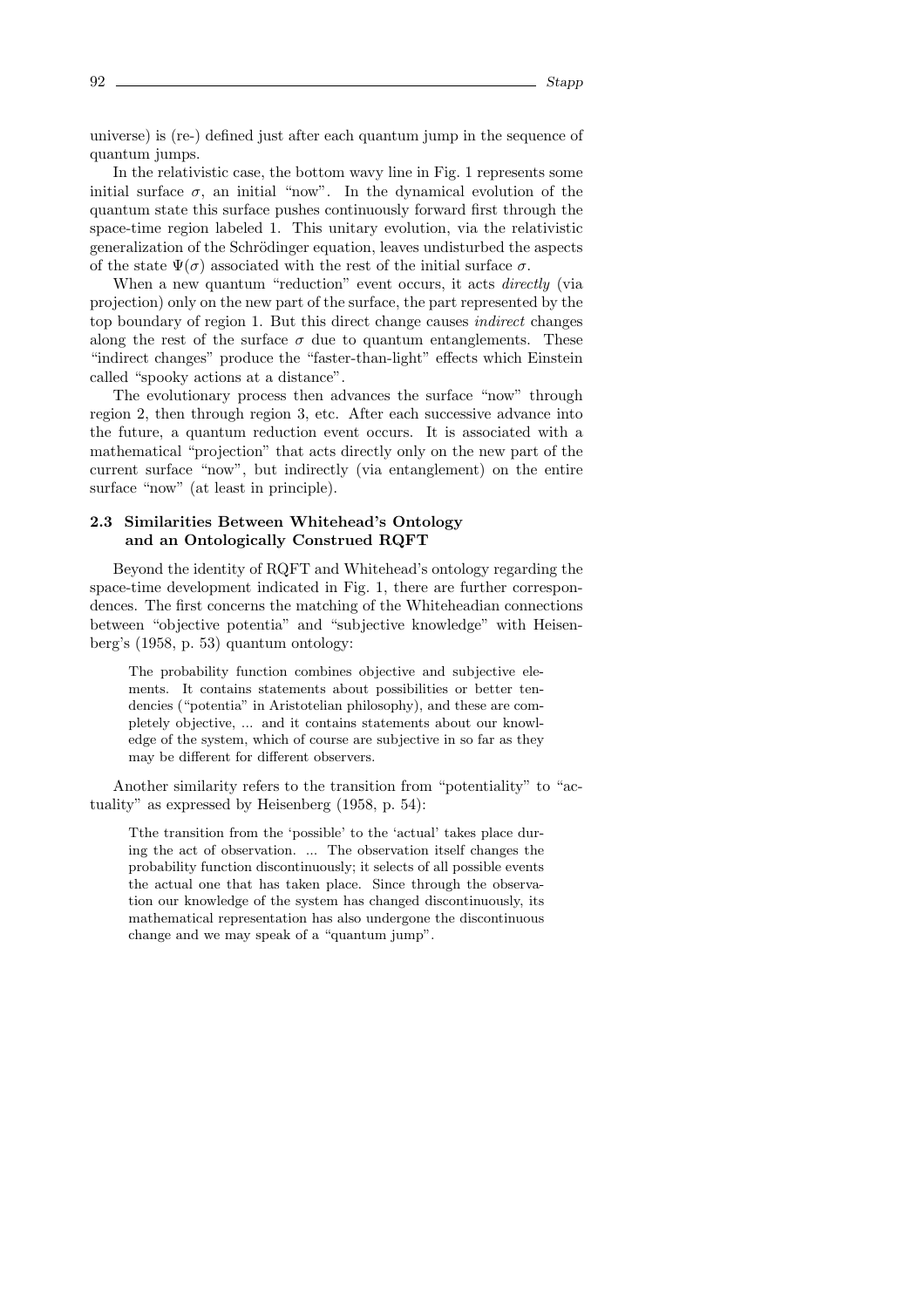universe) is (re-) defined just after each quantum jump in the sequence of quantum jumps.

In the relativistic case, the bottom wavy line in Fig. 1 represents some initial surface $\sigma$, an initial "now". In the dynamical evolution of the quantum state this surface pushes continuously forward first through the space-time region labeled 1. This unitary evolution, via the relativistic generalization of the Schrödinger equation, leaves undisturbed the aspects of the state $\Psi(\sigma)$ associated with the rest of the initial surface $\sigma$.

When a new quantum "reduction" event occurs, it acts *directly* (via projection) only on the new part of the surface, the part represented by the top boundary of region 1. But this direct change causes *indirect* changes along the rest of the surface $\sigma$ due to quantum entanglements. These "indirect changes" produce the "faster-than-light" effects which Einstein called "spooky actions at a distance".

The evolutionary process then advances the surface "now" through region 2, then through region 3, etc. After each successive advance into the future, a quantum reduction event occurs. It is associated with a mathematical "projection" that acts directly only on the new part of the current surface "now", but indirectly (via entanglement) on the entire surface "now" (at least in principle).

### 2.3 Similarities Between Whitehead's Ontology and an Ontologically Construed RQFT

Beyond the identity of RQFT and Whitehead's ontology regarding the space-time development indicated in Fig. 1, there are further correspondences. The first concerns the matching of the Whiteheadian connections between "objective potentia" and "subjective knowledge" with Heisenberg's (1958, p. 53) quantum ontology:

> The probability function combines objective and subjective elements. It contains statements about possibilities or better tendencies ("potentia" in Aristotelian philosophy), and these are completely objective, ... and it contains statements about our knowledge of the system, which of course are subjective in so far as they may be different for different observers.

Another similarity refers to the transition from "potentiality" to "actuality" as expressed by Heisenberg (1958, p. 54):

> Tthe transition from the 'possible' to the 'actual' takes place during the act of observation. ... The observation itself changes the probability function discontinuously; it selects of all possible events the actual one that has taken place. Since through the observation our knowledge of the system has changed discontinuously, its mathematical representation has also undergone the discontinuous change and we may speak of a "quantum jump".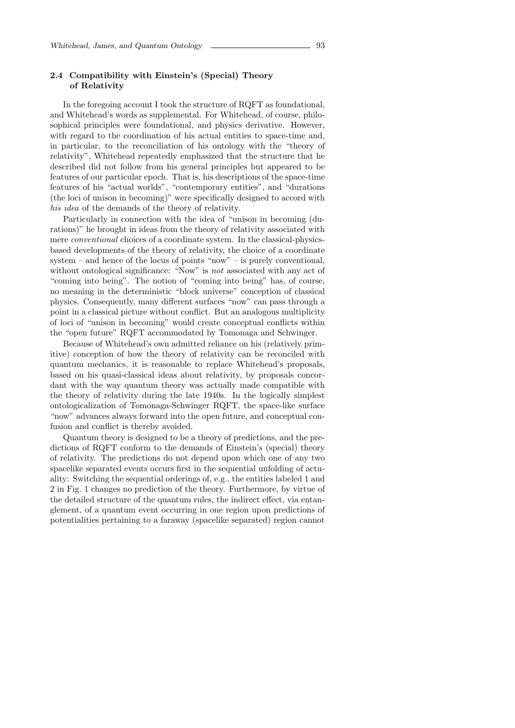### 2.4 Compatibility with Einstein's (Special) Theory of Relativity

In the foregoing account I took the structure of RQFT as foundational, and Whitehead's words as supplemental. For Whitehead, of course, philosophical principles were foundational, and physics derivative. However, with regard to the coordination of his actual entities to space-time and, in particular, to the reconciliation of his ontology with the "theory of relativity", Whitehead repeatedly emphasized that the structure that he described did not follow from his general principles but appeared to be features of our particular epoch. That is, his descriptions of the space-time features of his "actual worlds", "contemporary entities", and "durations (the loci of unison in becoming)" were specifically designed to accord with *his idea* of the demands of the theory of relativity.

Particularly in connection with the idea of "unison in becoming (durations)" he brought in ideas from the theory of relativity associated with mere *conventional* choices of a coordinate system. In the classical-physics-based developments of the theory of relativity, the choice of a coordinate system – and hence of the locus of points "now" – is purely conventional, without ontological significance: "Now" is *not* associated with any act of "coming into being". The notion of "coming into being" has, of course, no meaning in the deterministic "block universe" conception of classical physics. Consequently, many different surfaces "now" can pass through a point in a classical picture without conflict. But an analogous multiplicity of loci of "unison in becoming" would create conceptual conflicts within the "open future" RQFT accommodated by Tomonaga and Schwinger.

Because of Whitehead's own admitted reliance on his (relatively primitive) conception of how the theory of relativity can be reconciled with quantum mechanics, it is reasonable to replace Whitehead's proposals, based on his quasi-classical ideas about relativity, by proposals concordant with the way quantum theory was actually made compatible with the theory of relativity during the late 1940s. In the logically simplest ontologicalization of Tomonaga-Schwinger RQFT, the space-like surface "now" advances always forward into the open future, and conceptual confusion and conflict is thereby avoided.

Quantum theory is designed to be a theory of predictions, and the predictions of RQFT conform to the demands of Einstein's (special) theory of relativity. The predictions do not depend upon which one of any two spacelike separated events occurs first in the sequential unfolding of actuality: Switching the sequential orderings of, e.g., the entities labeled 1 and 2 in Fig. 1 changes no prediction of the theory. Furthermore, by virtue of the detailed structure of the quantum rules, the indirect effect, via entanglement, of a quantum event occurring in one region upon predictions of potentialities pertaining to a faraway (spacelike separated) region cannot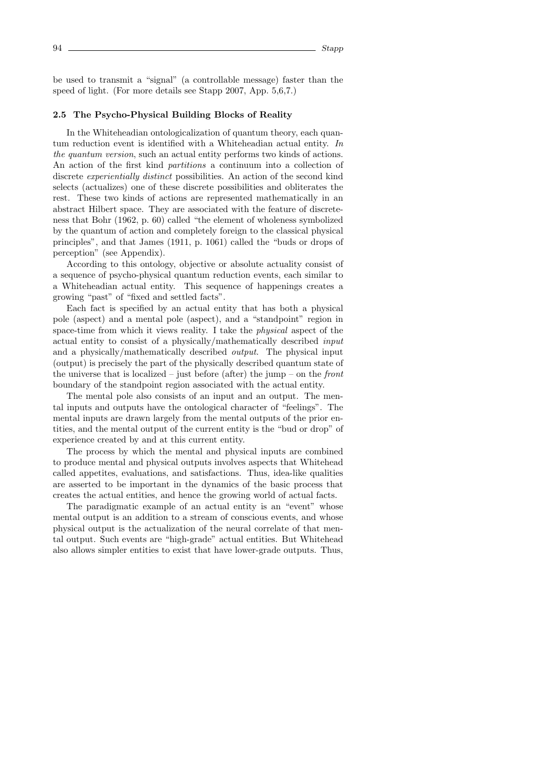be used to transmit a "signal" (a controllable message) faster than the speed of light. (For more details see Stapp 2007, App. 5,6,7.)

### 2.5 The Psycho-Physical Building Blocks of Reality

In the Whiteheadian ontologicalization of quantum theory, each quantum reduction event is identified with a Whiteheadian actual entity. *In the quantum version*, such an actual entity performs two kinds of actions. An action of the first kind *partitions* a continuum into a collection of discrete *experientially distinct* possibilities. An action of the second kind selects (actualizes) one of these discrete possibilities and obliterates the rest. These two kinds of actions are represented mathematically in an abstract Hilbert space. They are associated with the feature of discreteness that Bohr (1962, p. 60) called "the element of wholeness symbolized by the quantum of action and completely foreign to the classical physical principles", and that James (1911, p. 1061) called the "buds or drops of perception" (see Appendix).

According to this ontology, objective or absolute actuality consist of a sequence of psycho-physical quantum reduction events, each similar to a Whiteheadian actual entity. This sequence of happenings creates a growing "past" of "fixed and settled facts".

Each fact is specified by an actual entity that has both a physical pole (aspect) and a mental pole (aspect), and a "standpoint" region in space-time from which it views reality. I take the *physical* aspect of the actual entity to consist of a physically/mathematically described *input* and a physically/mathematically described *output*. The physical input (output) is precisely the part of the physically described quantum state of the universe that is localized – just before (after) the jump – on the *front* boundary of the standpoint region associated with the actual entity.

The mental pole also consists of an input and an output. The mental inputs and outputs have the ontological character of "feelings". The mental inputs are drawn largely from the mental outputs of the prior entities, and the mental output of the current entity is the "bud or drop" of experience created by and at this current entity.

The process by which the mental and physical inputs are combined to produce mental and physical outputs involves aspects that Whitehead called appetites, evaluations, and satisfactions. Thus, idea-like qualities are asserted to be important in the dynamics of the basic process that creates the actual entities, and hence the growing world of actual facts.

The paradigmatic example of an actual entity is an "event" whose mental output is an addition to a stream of conscious events, and whose physical output is the actualization of the neural correlate of that mental output. Such events are "high-grade" actual entities. But Whitehead also allows simpler entities to exist that have lower-grade outputs. Thus,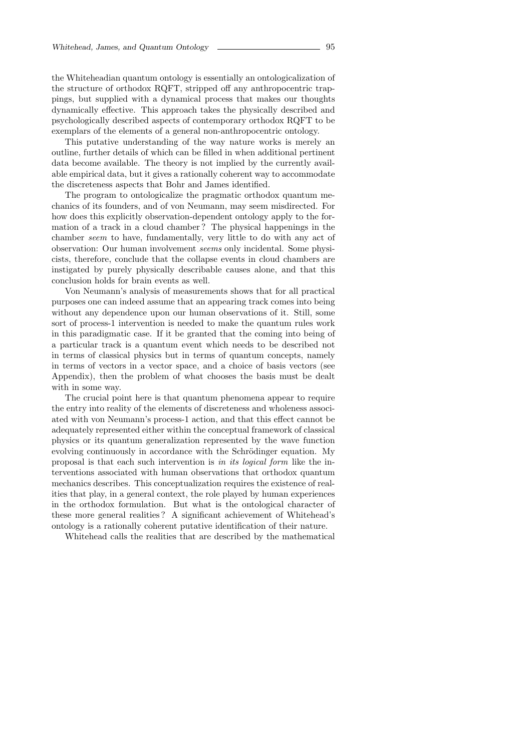the Whiteheadian quantum ontology is essentially an ontologicalization of the structure of orthodox RQFT, stripped off any anthropocentric trappings, but supplied with a dynamical process that makes our thoughts dynamically effective. This approach takes the physically described and psychologically described aspects of contemporary orthodox RQFT to be exemplars of the elements of a general non-anthropocentric ontology.

This putative understanding of the way nature works is merely an outline, further details of which can be filled in when additional pertinent data become available. The theory is not implied by the currently available empirical data, but it gives a rationally coherent way to accommodate the discreteness aspects that Bohr and James identified.

The program to ontologicalize the pragmatic orthodox quantum mechanics of its founders, and of von Neumann, may seem misdirected. For how does this explicitly observation-dependent ontology apply to the formation of a track in a cloud chamber? The physical happenings in the chamber *seem* to have, fundamentally, very little to do with any act of observation: Our human involvement *seems* only incidental. Some physicists, therefore, conclude that the collapse events in cloud chambers are instigated by purely physically describable causes alone, and that this conclusion holds for brain events as well.

Von Neumann's analysis of measurements shows that for all practical purposes one can indeed assume that an appearing track comes into being without any dependence upon our human observations of it. Still, some sort of process-1 intervention is needed to make the quantum rules work in this paradigmatic case. If it be granted that the coming into being of a particular track is a quantum event which needs to be described not in terms of classical physics but in terms of quantum concepts, namely in terms of vectors in a vector space, and a choice of basis vectors (see Appendix), then the problem of what chooses the basis must be dealt with in some way.

The crucial point here is that quantum phenomena appear to require the entry into reality of the elements of discreteness and wholeness associated with von Neumann's process-1 action, and that this effect cannot be adequately represented either within the conceptual framework of classical physics or its quantum generalization represented by the wave function evolving continuously in accordance with the Schrödinger equation. My proposal is that each such intervention is *in its logical form* like the interventions associated with human observations that orthodox quantum mechanics describes. This conceptualization requires the existence of realities that play, in a general context, the role played by human experiences in the orthodox formulation. But what is the ontological character of these more general realities? A significant achievement of Whitehead's ontology is a rationally coherent putative identification of their nature.

Whitehead calls the realities that are described by the mathematical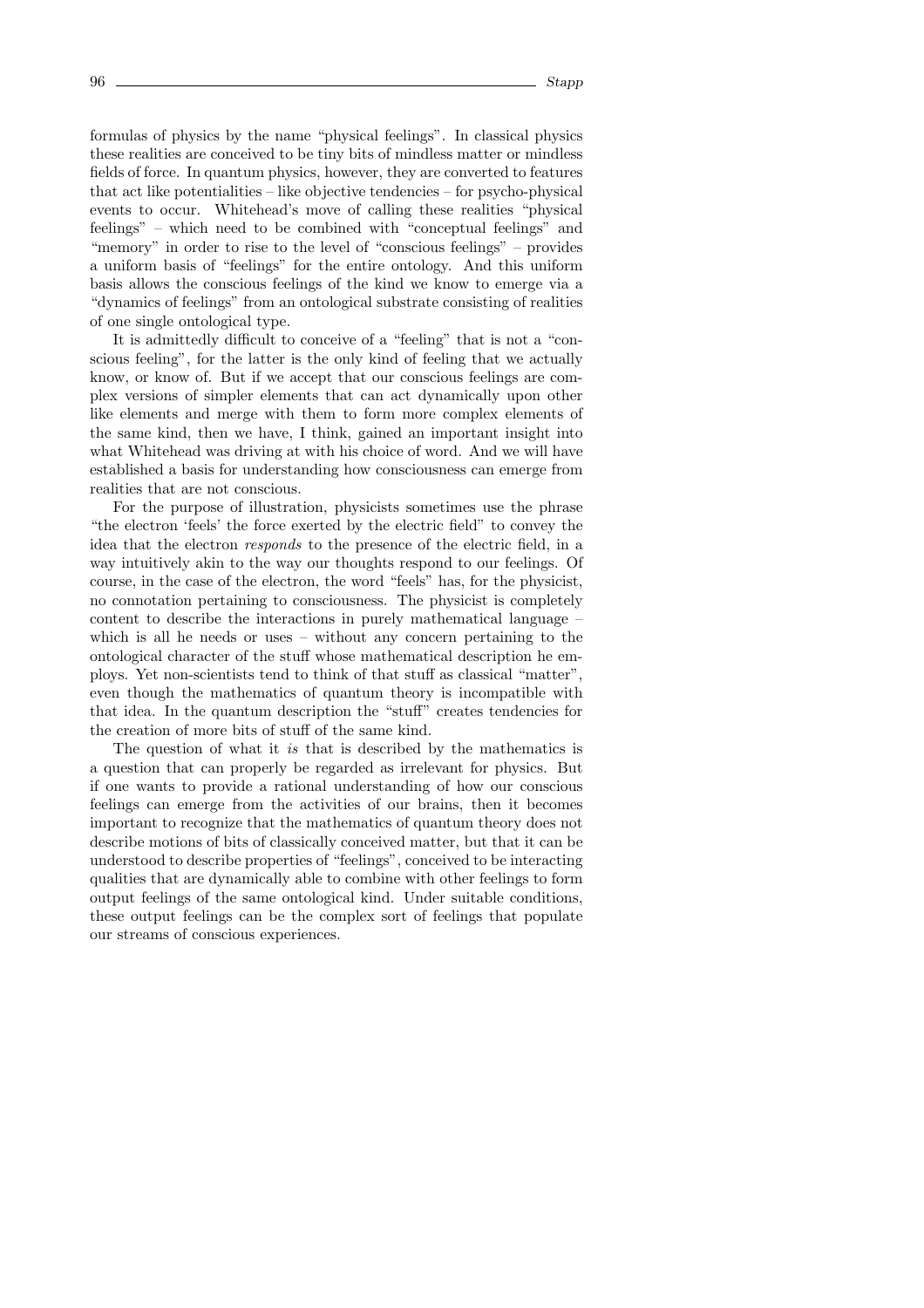formulas of physics by the name "physical feelings". In classical physics these realities are conceived to be tiny bits of mindless matter or mindless fields of force. In quantum physics, however, they are converted to features that act like potentialities – like objective tendencies – for psycho-physical events to occur. Whitehead's move of calling these realities "physical feelings" – which need to be combined with "conceptual feelings" and "memory" in order to rise to the level of "conscious feelings" – provides a uniform basis of "feelings" for the entire ontology. And this uniform basis allows the conscious feelings of the kind we know to emerge via a "dynamics of feelings" from an ontological substrate consisting of realities of one single ontological type.

It is admittedly difficult to conceive of a "feeling" that is not a "conscious feeling", for the latter is the only kind of feeling that we actually know, or know of. But if we accept that our conscious feelings are complex versions of simpler elements that can act dynamically upon other like elements and merge with them to form more complex elements of the same kind, then we have, I think, gained an important insight into what Whitehead was driving at with his choice of word. And we will have established a basis for understanding how consciousness can emerge from realities that are not conscious.

For the purpose of illustration, physicists sometimes use the phrase "the electron 'feels' the force exerted by the electric field" to convey the idea that the electron *responds* to the presence of the electric field, in a way intuitively akin to the way our thoughts respond to our feelings. Of course, in the case of the electron, the word "feels" has, for the physicist, no connotation pertaining to consciousness. The physicist is completely content to describe the interactions in purely mathematical language – which is all he needs or uses – without any concern pertaining to the ontological character of the stuff whose mathematical description he employs. Yet non-scientists tend to think of that stuff as classical "matter", even though the mathematics of quantum theory is incompatible with that idea. In the quantum description the "stuff" creates tendencies for the creation of more bits of stuff of the same kind.

The question of what it *is* that is described by the mathematics is a question that can properly be regarded as irrelevant for physics. But if one wants to provide a rational understanding of how our conscious feelings can emerge from the activities of our brains, then it becomes important to recognize that the mathematics of quantum theory does not describe motions of bits of classically conceived matter, but that it can be understood to describe properties of "feelings", conceived to be interacting qualities that are dynamically able to combine with other feelings to form output feelings of the same ontological kind. Under suitable conditions, these output feelings can be the complex sort of feelings that populate our streams of conscious experiences.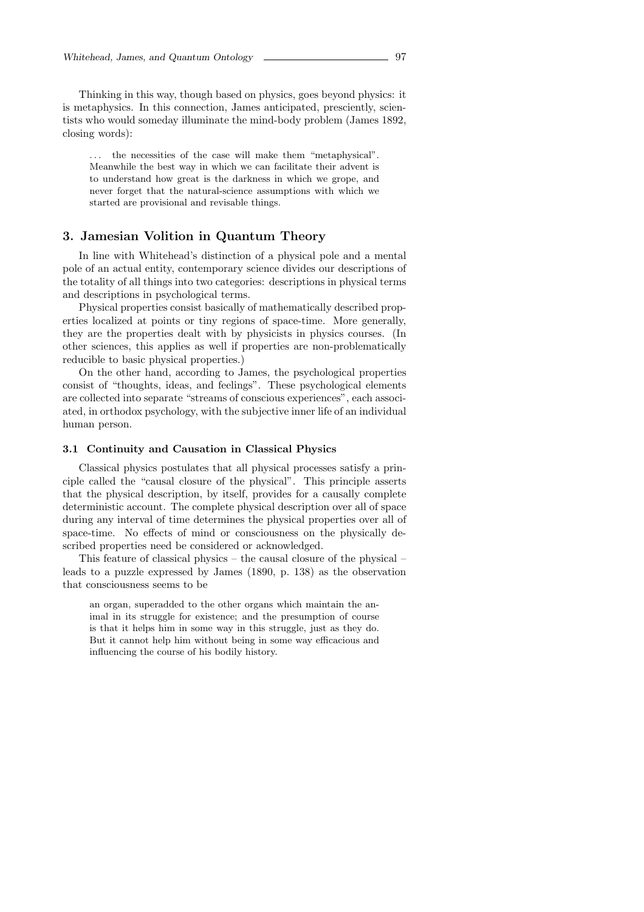Thinking in this way, though based on physics, goes beyond physics: it is metaphysics. In this connection, James anticipated, presciently, scientists who would someday illuminate the mind-body problem (James 1892, closing words):

> . . . the necessities of the case will make them "metaphysical". Meanwhile the best way in which we can facilitate their advent is to understand how great is the darkness in which we grope, and never forget that the natural-science assumptions with which we started are provisional and revisable things.

## 3. Jamesian Volition in Quantum Theory

In line with Whitehead's distinction of a physical pole and a mental pole of an actual entity, contemporary science divides our descriptions of the totality of all things into two categories: descriptions in physical terms and descriptions in psychological terms.

Physical properties consist basically of mathematically described properties localized at points or tiny regions of space-time. More generally, they are the properties dealt with by physicists in physics courses. (In other sciences, this applies as well if properties are non-problematically reducible to basic physical properties.)

On the other hand, according to James, the psychological properties consist of "thoughts, ideas, and feelings". These psychological elements are collected into separate "streams of conscious experiences", each associated, in orthodox psychology, with the subjective inner life of an individual human person.

### 3.1 Continuity and Causation in Classical Physics

Classical physics postulates that all physical processes satisfy a principle called the "causal closure of the physical". This principle asserts that the physical description, by itself, provides for a causally complete deterministic account. The complete physical description over all of space during any interval of time determines the physical properties over all of space-time. No effects of mind or consciousness on the physically described properties need be considered or acknowledged.

This feature of classical physics – the causal closure of the physical – leads to a puzzle expressed by James (1890, p. 138) as the observation that consciousness seems to be

> an organ, superadded to the other organs which maintain the animal in its struggle for existence; and the presumption of course is that it helps him in some way in this struggle, just as they do. But it cannot help him without being in some way efficacious and influencing the course of his bodily history.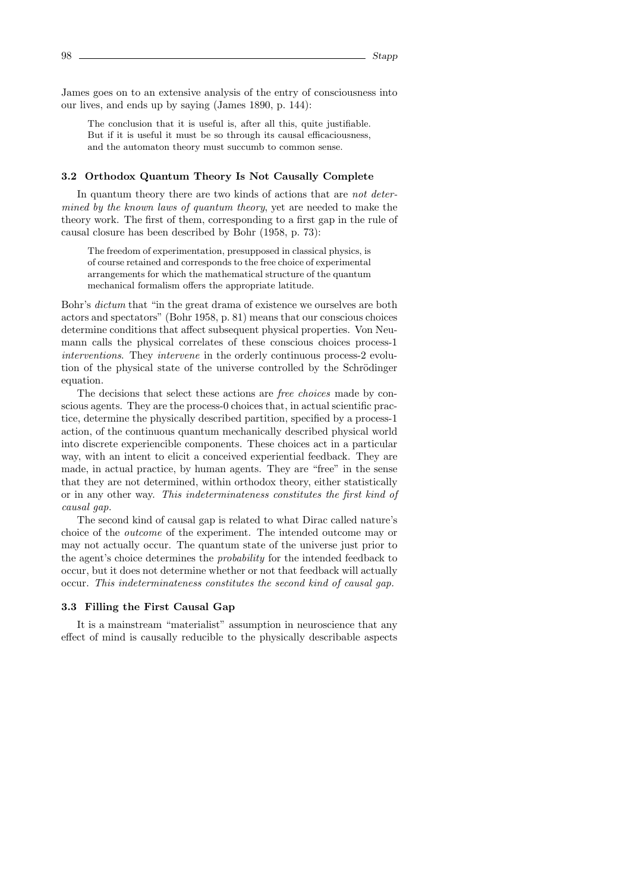James goes on to an extensive analysis of the entry of consciousness into our lives, and ends up by saying (James 1890, p. 144):

> The conclusion that it is useful is, after all this, quite justifiable. But if it is useful it must be so through its causal efficaciousness, and the automaton theory must succumb to common sense.

### 3.2 Orthodox Quantum Theory Is Not Causally Complete

In quantum theory there are two kinds of actions that are *not determined by the known laws of quantum theory*, yet are needed to make the theory work. The first of them, corresponding to a first gap in the rule of causal closure has been described by Bohr (1958, p. 73):

> The freedom of experimentation, presupposed in classical physics, is of course retained and corresponds to the free choice of experimental arrangements for which the mathematical structure of the quantum mechanical formalism offers the appropriate latitude.

Bohr's *dictum* that "in the great drama of existence we ourselves are both actors and spectators" (Bohr 1958, p. 81) means that our conscious choices determine conditions that affect subsequent physical properties. Von Neumann calls the physical correlates of these conscious choices process-1 *interventions*. They *intervene* in the orderly continuous process-2 evolution of the physical state of the universe controlled by the Schrödinger equation.

The decisions that select these actions are *free choices* made by conscious agents. They are the process-0 choices that, in actual scientific practice, determine the physically described partition, specified by a process-1 action, of the continuous quantum mechanically described physical world into discrete experiencible components. These choices act in a particular way, with an intent to elicit a conceived experiential feedback. They are made, in actual practice, by human agents. They are "free" in the sense that they are not determined, within orthodox theory, either statistically or in any other way. *This indeterminateness constitutes the first kind of causal gap.*

The second kind of causal gap is related to what Dirac called nature's choice of the *outcome* of the experiment. The intended outcome may or may not actually occur. The quantum state of the universe just prior to the agent's choice determines the *probability* for the intended feedback to occur, but it does not determine whether or not that feedback will actually occur. *This indeterminateness constitutes the second kind of causal gap.*

### 3.3 Filling the First Causal Gap

It is a mainstream "materialist" assumption in neuroscience that any effect of mind is causally reducible to the physically describable aspects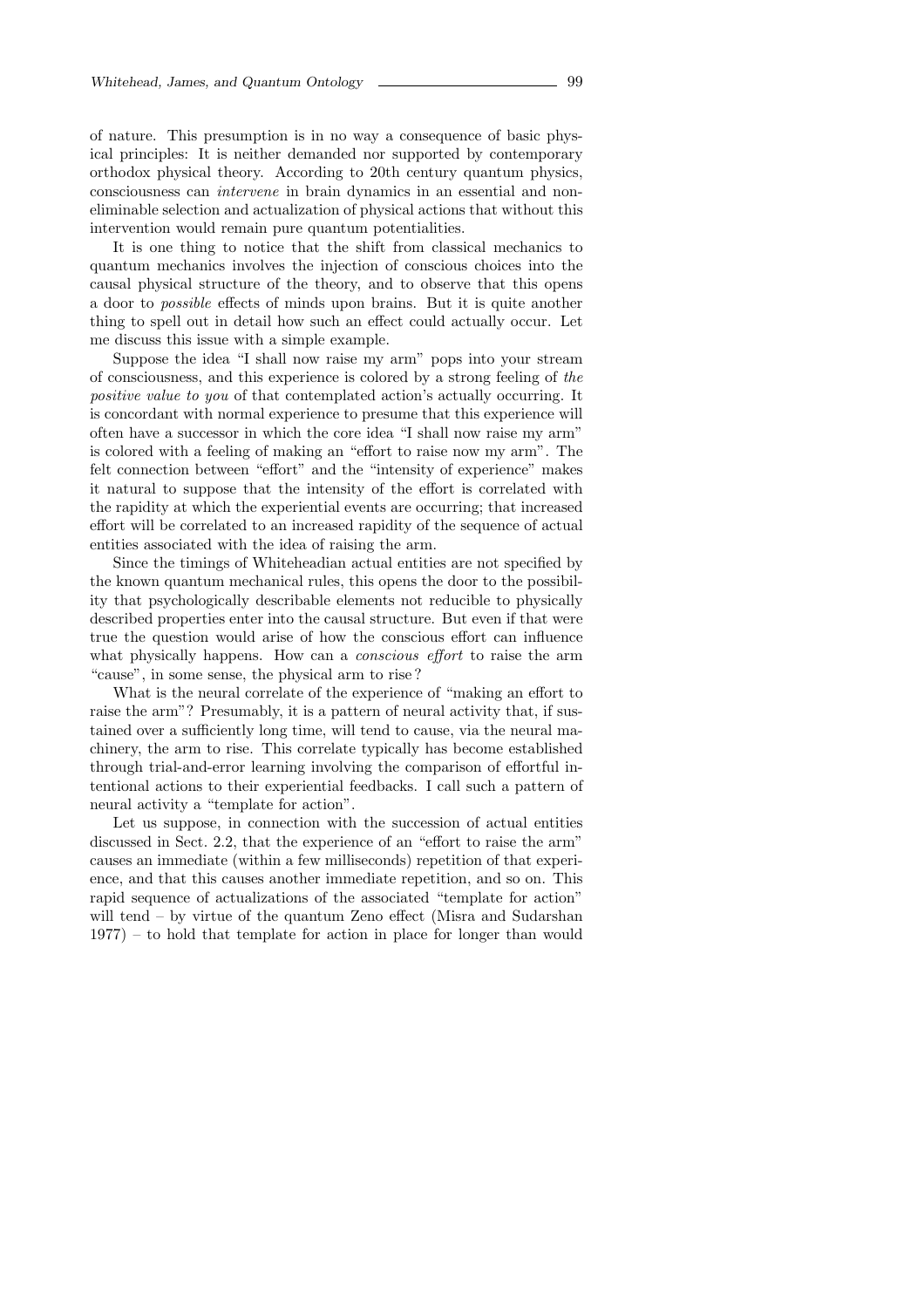of nature. This presumption is in no way a consequence of basic physical principles: It is neither demanded nor supported by contemporary orthodox physical theory. According to 20th century quantum physics, consciousness can *intervene* in brain dynamics in an essential and non-eliminable selection and actualization of physical actions that without this intervention would remain pure quantum potentialities.

It is one thing to notice that the shift from classical mechanics to quantum mechanics involves the injection of conscious choices into the causal physical structure of the theory, and to observe that this opens a door to *possible* effects of minds upon brains. But it is quite another thing to spell out in detail how such an effect could actually occur. Let me discuss this issue with a simple example.

Suppose the idea "I shall now raise my arm" pops into your stream of consciousness, and this experience is colored by a strong feeling of *the positive value to you* of that contemplated action's actually occurring. It is concordant with normal experience to presume that this experience will often have a successor in which the core idea "I shall now raise my arm" is colored with a feeling of making an "effort to raise now my arm". The felt connection between "effort" and the "intensity of experience" makes it natural to suppose that the intensity of the effort is correlated with the rapidity at which the experiential events are occurring; that increased effort will be correlated to an increased rapidity of the sequence of actual entities associated with the idea of raising the arm.

Since the timings of Whiteheadian actual entities are not specified by the known quantum mechanical rules, this opens the door to the possibility that psychologically describable elements not reducible to physically described properties enter into the causal structure. But even if that were true the question would arise of how the conscious effort can influence what physically happens. How can a *conscious effort* to raise the arm "cause", in some sense, the physical arm to rise?

What is the neural correlate of the experience of "making an effort to raise the arm"? Presumably, it is a pattern of neural activity that, if sustained over a sufficiently long time, will tend to cause, via the neural machinery, the arm to rise. This correlate typically has become established through trial-and-error learning involving the comparison of effortful intentional actions to their experiential feedbacks. I call such a pattern of neural activity a "template for action".

Let us suppose, in connection with the succession of actual entities discussed in Sect. 2.2, that the experience of an "effort to raise the arm" causes an immediate (within a few milliseconds) repetition of that experience, and that this causes another immediate repetition, and so on. This rapid sequence of actualizations of the associated "template for action" will tend – by virtue of the quantum Zeno effect (Misra and Sudarshan 1977) – to hold that template for action in place for longer than would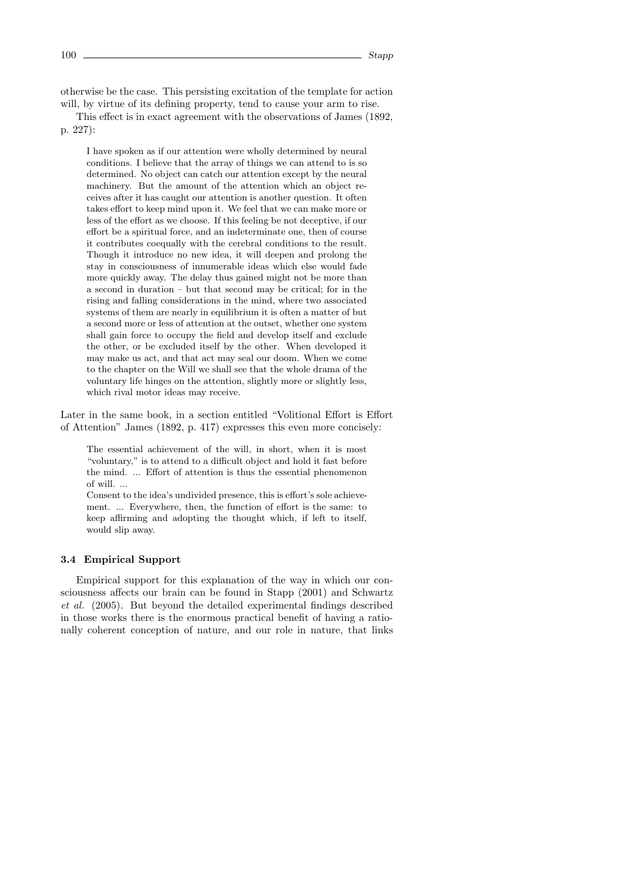otherwise be the case. This persisting excitation of the template for action will, by virtue of its defining property, tend to cause your arm to rise.

This effect is in exact agreement with the observations of James (1892, p. 227):

> I have spoken as if our attention were wholly determined by neural conditions. I believe that the array of things we can attend to is so determined. No object can catch our attention except by the neural machinery. But the amount of the attention which an object receives after it has caught our attention is another question. It often takes effort to keep mind upon it. We feel that we can make more or less of the effort as we choose. If this feeling be not deceptive, if our effort be a spiritual force, and an indeterminate one, then of course it contributes coequally with the cerebral conditions to the result. Though it introduce no new idea, it will deepen and prolong the stay in consciousness of innumerable ideas which else would fade more quickly away. The delay thus gained might not be more than a second in duration – but that second may be critical; for in the rising and falling considerations in the mind, where two associated systems of them are nearly in equilibrium it is often a matter of but a second more or less of attention at the outset, whether one system shall gain force to occupy the field and develop itself and exclude the other, or be excluded itself by the other. When developed it may make us act, and that act may seal our doom. When we come to the chapter on the Will we shall see that the whole drama of the voluntary life hinges on the attention, slightly more or slightly less, which rival motor ideas may receive.

Later in the same book, in a section entitled "Volitional Effort is Effort of Attention" James (1892, p. 417) expresses this even more concisely:

> The essential achievement of the will, in short, when it is most "voluntary," is to attend to a difficult object and hold it fast before the mind. ... Effort of attention is thus the essential phenomenon of will. ...
>
> Consent to the idea's undivided presence, this is effort's sole achievement. ... Everywhere, then, the function of effort is the same: to keep affirming and adopting the thought which, if left to itself, would slip away.

### 3.4 Empirical Support

Empirical support for this explanation of the way in which our consciousness affects our brain can be found in Stapp (2001) and Schwartz *et al.* (2005). But beyond the detailed experimental findings described in those works there is the enormous practical benefit of having a rationally coherent conception of nature, and our role in nature, that links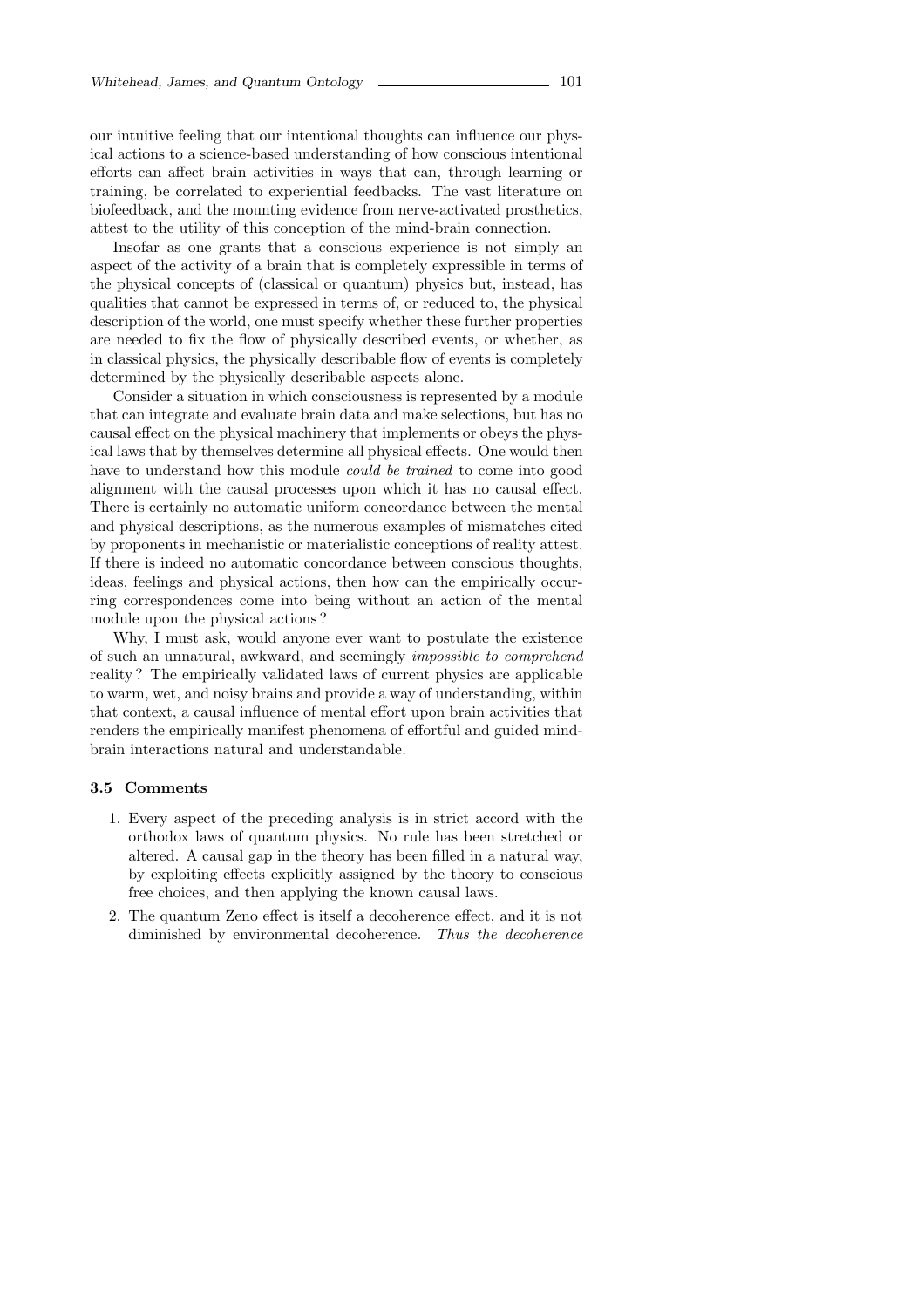our intuitive feeling that our intentional thoughts can influence our physical actions to a science-based understanding of how conscious intentional efforts can affect brain activities in ways that can, through learning or training, be correlated to experiential feedbacks. The vast literature on biofeedback, and the mounting evidence from nerve-activated prosthetics, attest to the utility of this conception of the mind-brain connection.

Insofar as one grants that a conscious experience is not simply an aspect of the activity of a brain that is completely expressible in terms of the physical concepts of (classical or quantum) physics but, instead, has qualities that cannot be expressed in terms of, or reduced to, the physical description of the world, one must specify whether these further properties are needed to fix the flow of physically described events, or whether, as in classical physics, the physically describable flow of events is completely determined by the physically describable aspects alone.

Consider a situation in which consciousness is represented by a module that can integrate and evaluate brain data and make selections, but has no causal effect on the physical machinery that implements or obeys the physical laws that by themselves determine all physical effects. One would then have to understand how this module *could be trained* to come into good alignment with the causal processes upon which it has no causal effect. There is certainly no automatic uniform concordance between the mental and physical descriptions, as the numerous examples of mismatches cited by proponents in mechanistic or materialistic conceptions of reality attest. If there is indeed no automatic concordance between conscious thoughts, ideas, feelings and physical actions, then how can the empirically occurring correspondences come into being without an action of the mental module upon the physical actions?

Why, I must ask, would anyone ever want to postulate the existence of such an unnatural, awkward, and seemingly *impossible to comprehend* reality? The empirically validated laws of current physics are applicable to warm, wet, and noisy brains and provide a way of understanding, within that context, a causal influence of mental effort upon brain activities that renders the empirically manifest phenomena of effortful and guided mind-brain interactions natural and understandable.

### 3.5 Comments

1. Every aspect of the preceding analysis is in strict accord with the orthodox laws of quantum physics. No rule has been stretched or altered. A causal gap in the theory has been filled in a natural way, by exploiting effects explicitly assigned by the theory to conscious free choices, and then applying the known causal laws.
2. The quantum Zeno effect is itself a decoherence effect, and it is not diminished by environmental decoherence. *Thus the decoherence*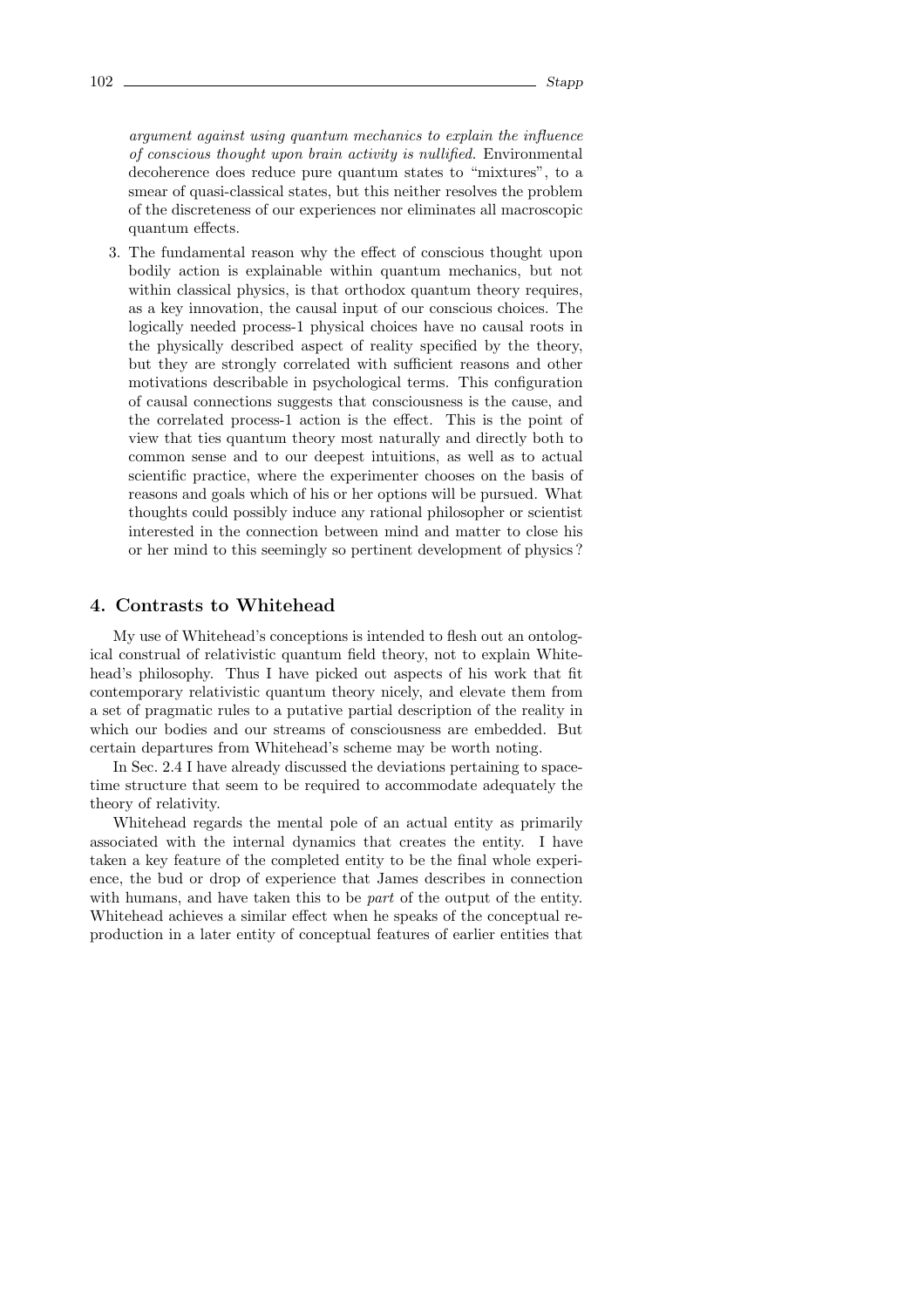*argument against using quantum mechanics to explain the influence of conscious thought upon brain activity is nullified.* Environmental decoherence does reduce pure quantum states to "mixtures", to a smear of quasi-classical states, but this neither resolves the problem of the discreteness of our experiences nor eliminates all macroscopic quantum effects.

3. The fundamental reason why the effect of conscious thought upon bodily action is explainable within quantum mechanics, but not within classical physics, is that orthodox quantum theory requires, as a key innovation, the causal input of our conscious choices. The logically needed process-1 physical choices have no causal roots in the physically described aspect of reality specified by the theory, but they are strongly correlated with sufficient reasons and other motivations describable in psychological terms. This configuration of causal connections suggests that consciousness is the cause, and the correlated process-1 action is the effect. This is the point of view that ties quantum theory most naturally and directly both to common sense and to our deepest intuitions, as well as to actual scientific practice, where the experimenter chooses on the basis of reasons and goals which of his or her options will be pursued. What thoughts could possibly induce any rational philosopher or scientist interested in the connection between mind and matter to close his or her mind to this seemingly so pertinent development of physics?

## 4. Contrasts to Whitehead

My use of Whitehead's conceptions is intended to flesh out an ontological construal of relativistic quantum field theory, not to explain Whitehead's philosophy. Thus I have picked out aspects of his work that fit contemporary relativistic quantum theory nicely, and elevate them from a set of pragmatic rules to a putative partial description of the reality in which our bodies and our streams of consciousness are embedded. But certain departures from Whitehead's scheme may be worth noting.

In Sec. 2.4 I have already discussed the deviations pertaining to space-time structure that seem to be required to accommodate adequately the theory of relativity.

Whitehead regards the mental pole of an actual entity as primarily associated with the internal dynamics that creates the entity. I have taken a key feature of the completed entity to be the final whole experience, the bud or drop of experience that James describes in connection with humans, and have taken this to be *part* of the output of the entity. Whitehead achieves a similar effect when he speaks of the conceptual reproduction in a later entity of conceptual features of earlier entities that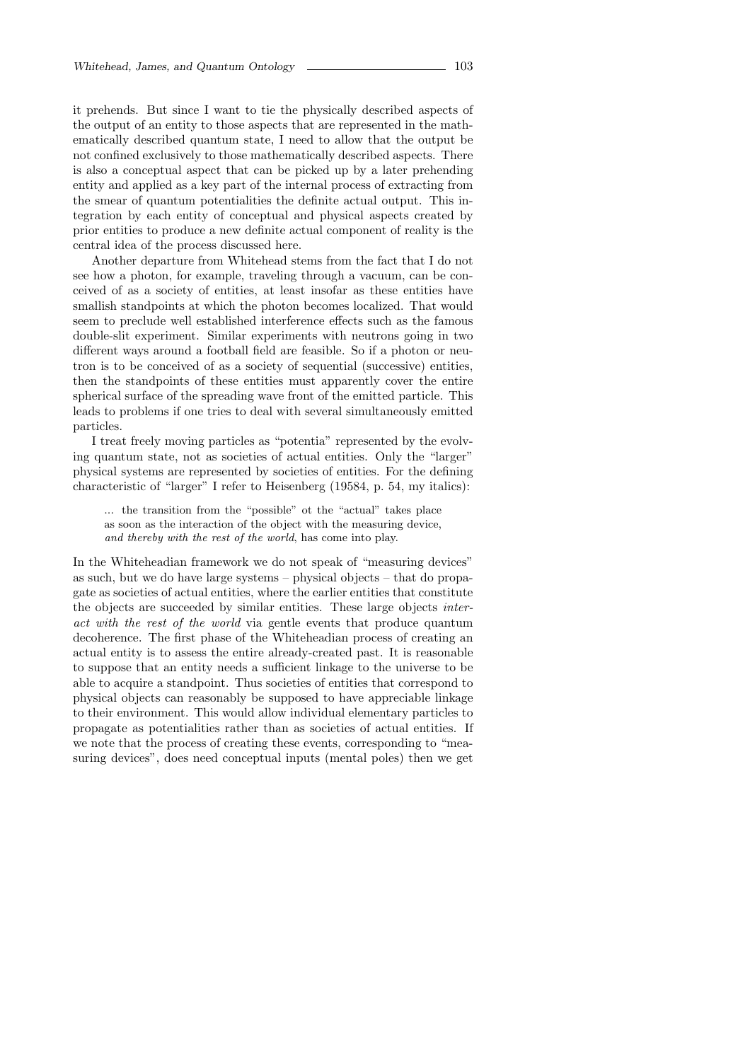it prehends. But since I want to tie the physically described aspects of the output of an entity to those aspects that are represented in the mathematically described quantum state, I need to allow that the output be not confined exclusively to those mathematically described aspects. There is also a conceptual aspect that can be picked up by a later prehending entity and applied as a key part of the internal process of extracting from the smear of quantum potentialities the definite actual output. This integration by each entity of conceptual and physical aspects created by prior entities to produce a new definite actual component of reality is the central idea of the process discussed here.

Another departure from Whitehead stems from the fact that I do not see how a photon, for example, traveling through a vacuum, can be conceived of as a society of entities, at least insofar as these entities have smallish standpoints at which the photon becomes localized. That would seem to preclude well established interference effects such as the famous double-slit experiment. Similar experiments with neutrons going in two different ways around a football field are feasible. So if a photon or neutron is to be conceived of as a society of sequential (successive) entities, then the standpoints of these entities must apparently cover the entire spherical surface of the spreading wave front of the emitted particle. This leads to problems if one tries to deal with several simultaneously emitted particles.

I treat freely moving particles as "potentia" represented by the evolving quantum state, not as societies of actual entities. Only the "larger" physical systems are represented by societies of entities. For the defining characteristic of "larger" I refer to Heisenberg (19584, p. 54, my italics):

> ... the transition from the "possible" ot the "actual" takes place as soon as the interaction of the object with the measuring device, *and thereby with the rest of the world*, has come into play.

In the Whiteheadian framework we do not speak of "measuring devices" as such, but we do have large systems – physical objects – that do propagate as societies of actual entities, where the earlier entities that constitute the objects are succeeded by similar entities. These large objects *interact with the rest of the world* via gentle events that produce quantum decoherence. The first phase of the Whiteheadian process of creating an actual entity is to assess the entire already-created past. It is reasonable to suppose that an entity needs a sufficient linkage to the universe to be able to acquire a standpoint. Thus societies of entities that correspond to physical objects can reasonably be supposed to have appreciable linkage to their environment. This would allow individual elementary particles to propagate as potentialities rather than as societies of actual entities. If we note that the process of creating these events, corresponding to "measuring devices", does need conceptual inputs (mental poles) then we get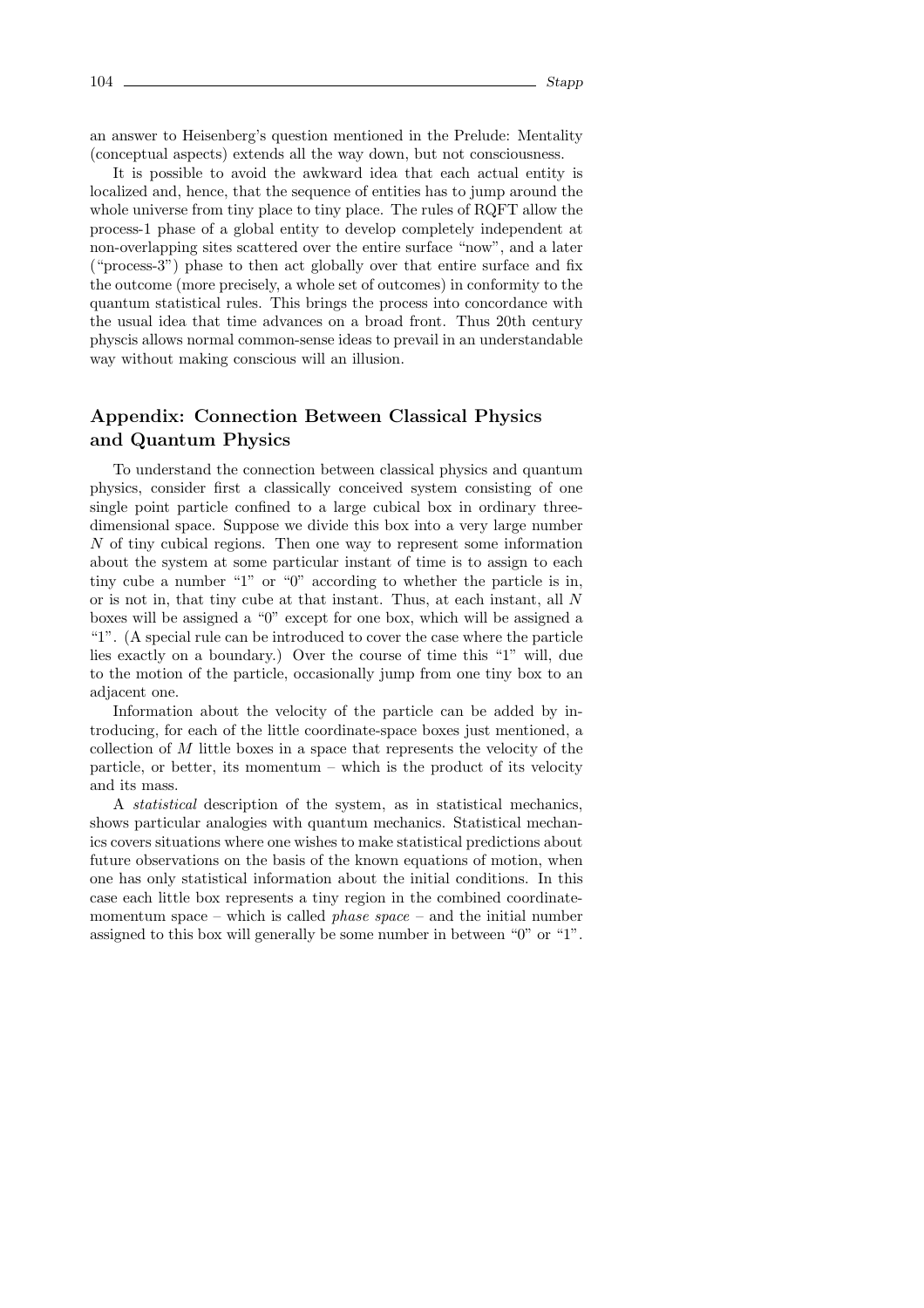an answer to Heisenberg's question mentioned in the Prelude: Mentality (conceptual aspects) extends all the way down, but not consciousness.

It is possible to avoid the awkward idea that each actual entity is localized and, hence, that the sequence of entities has to jump around the whole universe from tiny place to tiny place. The rules of RQFT allow the process-1 phase of a global entity to develop completely independent at non-overlapping sites scattered over the entire surface "now", and a later ("process-3") phase to then act globally over that entire surface and fix the outcome (more precisely, a whole set of outcomes) in conformity to the quantum statistical rules. This brings the process into concordance with the usual idea that time advances on a broad front. Thus 20th century physcis allows normal common-sense ideas to prevail in an understandable way without making conscious will an illusion.

## Appendix: Connection Between Classical Physics and Quantum Physics

To understand the connection between classical physics and quantum physics, consider first a classically conceived system consisting of one single point particle confined to a large cubical box in ordinary three-dimensional space. Suppose we divide this box into a very large number $N$ of tiny cubical regions. Then one way to represent some information about the system at some particular instant of time is to assign to each tiny cube a number "1" or "0" according to whether the particle is in, or is not in, that tiny cube at that instant. Thus, at each instant, all $N$ boxes will be assigned a "0" except for one box, which will be assigned a "1". (A special rule can be introduced to cover the case where the particle lies exactly on a boundary.) Over the course of time this "1" will, due to the motion of the particle, occasionally jump from one tiny box to an adjacent one.

Information about the velocity of the particle can be added by introducing, for each of the little coordinate-space boxes just mentioned, a collection of $M$ little boxes in a space that represents the velocity of the particle, or better, its momentum – which is the product of its velocity and its mass.

A *statistical* description of the system, as in statistical mechanics, shows particular analogies with quantum mechanics. Statistical mechanics covers situations where one wishes to make statistical predictions about future observations on the basis of the known equations of motion, when one has only statistical information about the initial conditions. In this case each little box represents a tiny region in the combined coordinate-momentum space – which is called *phase space* – and the initial number assigned to this box will generally be some number in between "0" or "1".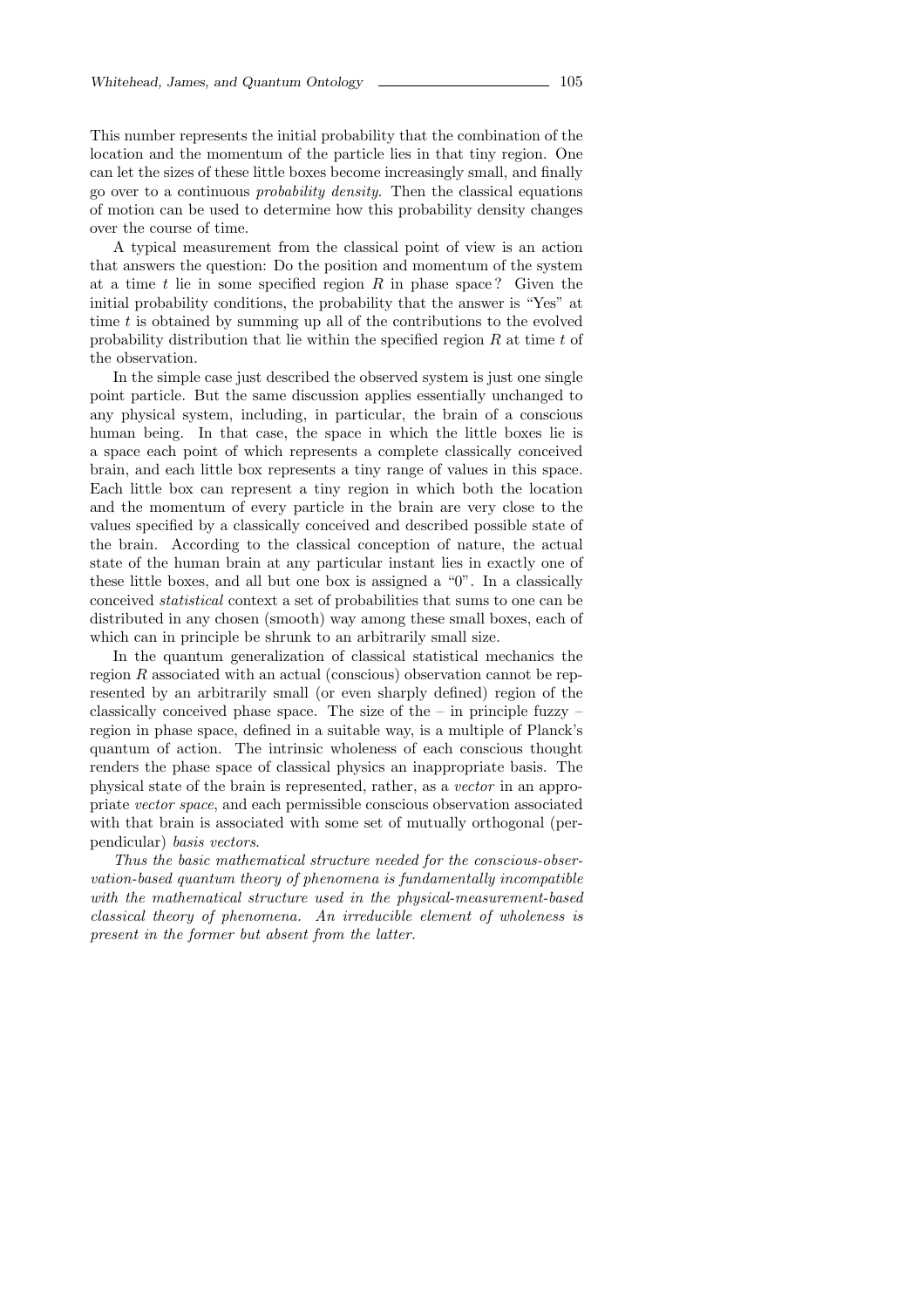This number represents the initial probability that the combination of the location and the momentum of the particle lies in that tiny region. One can let the sizes of these little boxes become increasingly small, and finally go over to a continuous *probability density*. Then the classical equations of motion can be used to determine how this probability density changes over the course of time.

A typical measurement from the classical point of view is an action that answers the question: Do the position and momentum of the system at a time $t$ lie in some specified region $R$ in phase space? Given the initial probability conditions, the probability that the answer is "Yes" at time $t$ is obtained by summing up all of the contributions to the evolved probability distribution that lie within the specified region $R$ at time $t$ of the observation.

In the simple case just described the observed system is just one single point particle. But the same discussion applies essentially unchanged to any physical system, including, in particular, the brain of a conscious human being. In that case, the space in which the little boxes lie is a space each point of which represents a complete classically conceived brain, and each little box represents a tiny range of values in this space. Each little box can represent a tiny region in which both the location and the momentum of every particle in the brain are very close to the values specified by a classically conceived and described possible state of the brain. According to the classical conception of nature, the actual state of the human brain at any particular instant lies in exactly one of these little boxes, and all but one box is assigned a "0". In a classically conceived *statistical* context a set of probabilities that sums to one can be distributed in any chosen (smooth) way among these small boxes, each of which can in principle be shrunk to an arbitrarily small size.

In the quantum generalization of classical statistical mechanics the region $R$ associated with an actual (conscious) observation cannot be represented by an arbitrarily small (or even sharply defined) region of the classically conceived phase space. The size of the – in principle fuzzy – region in phase space, defined in a suitable way, is a multiple of Planck's quantum of action. The intrinsic wholeness of each conscious thought renders the phase space of classical physics an inappropriate basis. The physical state of the brain is represented, rather, as a *vector* in an appropriate *vector space*, and each permissible conscious observation associated with that brain is associated with some set of mutually orthogonal (perpendicular) *basis vectors*.

*Thus the basic mathematical structure needed for the conscious-observation-based quantum theory of phenomena is fundamentally incompatible with the mathematical structure used in the physical-measurement-based classical theory of phenomena. An irreducible element of wholeness is present in the former but absent from the latter.*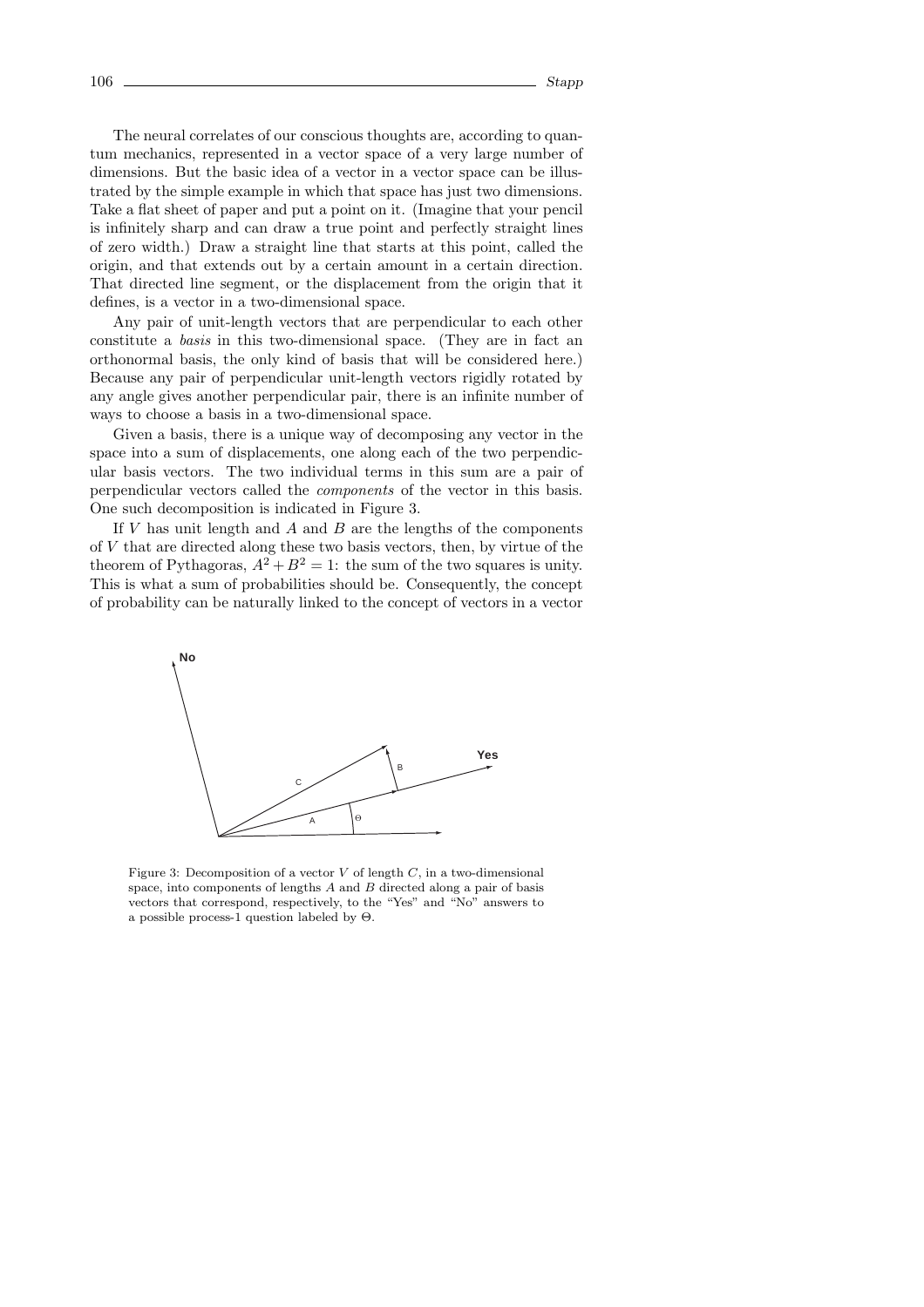The neural correlates of our conscious thoughts are, according to quantum mechanics, represented in a vector space of a very large number of dimensions. But the basic idea of a vector in a vector space can be illustrated by the simple example in which that space has just two dimensions. Take a flat sheet of paper and put a point on it. (Imagine that your pencil is infinitely sharp and can draw a true point and perfectly straight lines of zero width.) Draw a straight line that starts at this point, called the origin, and that extends out by a certain amount in a certain direction. That directed line segment, or the displacement from the origin that it defines, is a vector in a two-dimensional space.

Any pair of unit-length vectors that are perpendicular to each other constitute a *basis* in this two-dimensional space. (They are in fact an orthonormal basis, the only kind of basis that will be considered here.) Because any pair of perpendicular unit-length vectors rigidly rotated by any angle gives another perpendicular pair, there is an infinite number of ways to choose a basis in a two-dimensional space.

Given a basis, there is a unique way of decomposing any vector in the space into a sum of displacements, one along each of the two perpendicular basis vectors. The two individual terms in this sum are a pair of perpendicular vectors called the *components* of the vector in this basis. One such decomposition is indicated in Figure 3.

If $V$ has unit length and $A$ and $B$ are the lengths of the components of $V$ that are directed along these two basis vectors, then, by virtue of the theorem of Pythagoras, $A^2 + B^2 = 1$: the sum of the two squares is unity. This is what a sum of probabilities should be. Consequently, the concept of probability can be naturally linked to the concept of vectors in a vector

No

Yes

C

B

A

Θ

Figure 3: Decomposition of a vector $V$ of length $C$, in a two-dimensional space, into components of lengths $A$ and $B$ directed along a pair of basis vectors that correspond, respectively, to the "Yes" and "No" answers to a possible process-1 question labeled by $\Theta$.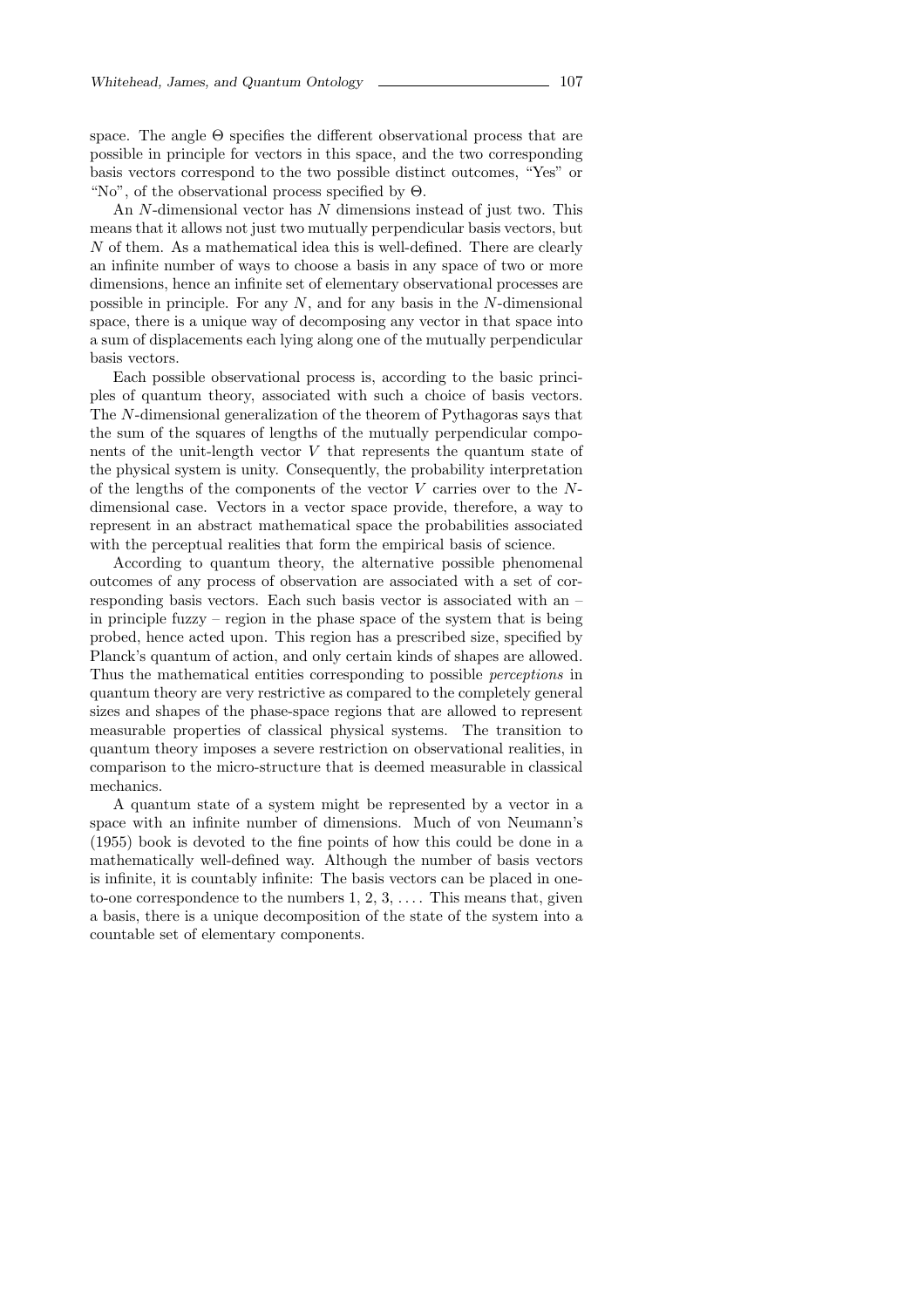space. The angle $\Theta$ specifies the different observational process that are possible in principle for vectors in this space, and the two corresponding basis vectors correspond to the two possible distinct outcomes, "Yes" or "No", of the observational process specified by $\Theta$.

An $N$-dimensional vector has $N$ dimensions instead of just two. This means that it allows not just two mutually perpendicular basis vectors, but $N$ of them. As a mathematical idea this is well-defined. There are clearly an infinite number of ways to choose a basis in any space of two or more dimensions, hence an infinite set of elementary observational processes are possible in principle. For any $N$, and for any basis in the $N$-dimensional space, there is a unique way of decomposing any vector in that space into a sum of displacements each lying along one of the mutually perpendicular basis vectors.

Each possible observational process is, according to the basic principles of quantum theory, associated with such a choice of basis vectors. The $N$-dimensional generalization of the theorem of Pythagoras says that the sum of the squares of lengths of the mutually perpendicular components of the unit-length vector $V$ that represents the quantum state of the physical system is unity. Consequently, the probability interpretation of the lengths of the components of the vector $V$ carries over to the $N$-dimensional case. Vectors in a vector space provide, therefore, a way to represent in an abstract mathematical space the probabilities associated with the perceptual realities that form the empirical basis of science.

According to quantum theory, the alternative possible phenomenal outcomes of any process of observation are associated with a set of corresponding basis vectors. Each such basis vector is associated with an – in principle fuzzy – region in the phase space of the system that is being probed, hence acted upon. This region has a prescribed size, specified by Planck's quantum of action, and only certain kinds of shapes are allowed. Thus the mathematical entities corresponding to possible *perceptions* in quantum theory are very restrictive as compared to the completely general sizes and shapes of the phase-space regions that are allowed to represent measurable properties of classical physical systems. The transition to quantum theory imposes a severe restriction on observational realities, in comparison to the micro-structure that is deemed measurable in classical mechanics.

A quantum state of a system might be represented by a vector in a space with an infinite number of dimensions. Much of von Neumann's (1955) book is devoted to the fine points of how this could be done in a mathematically well-defined way. Although the number of basis vectors is infinite, it is countably infinite: The basis vectors can be placed in one-to-one correspondence to the numbers 1, 2, 3, .... This means that, given a basis, there is a unique decomposition of the state of the system into a countable set of elementary components.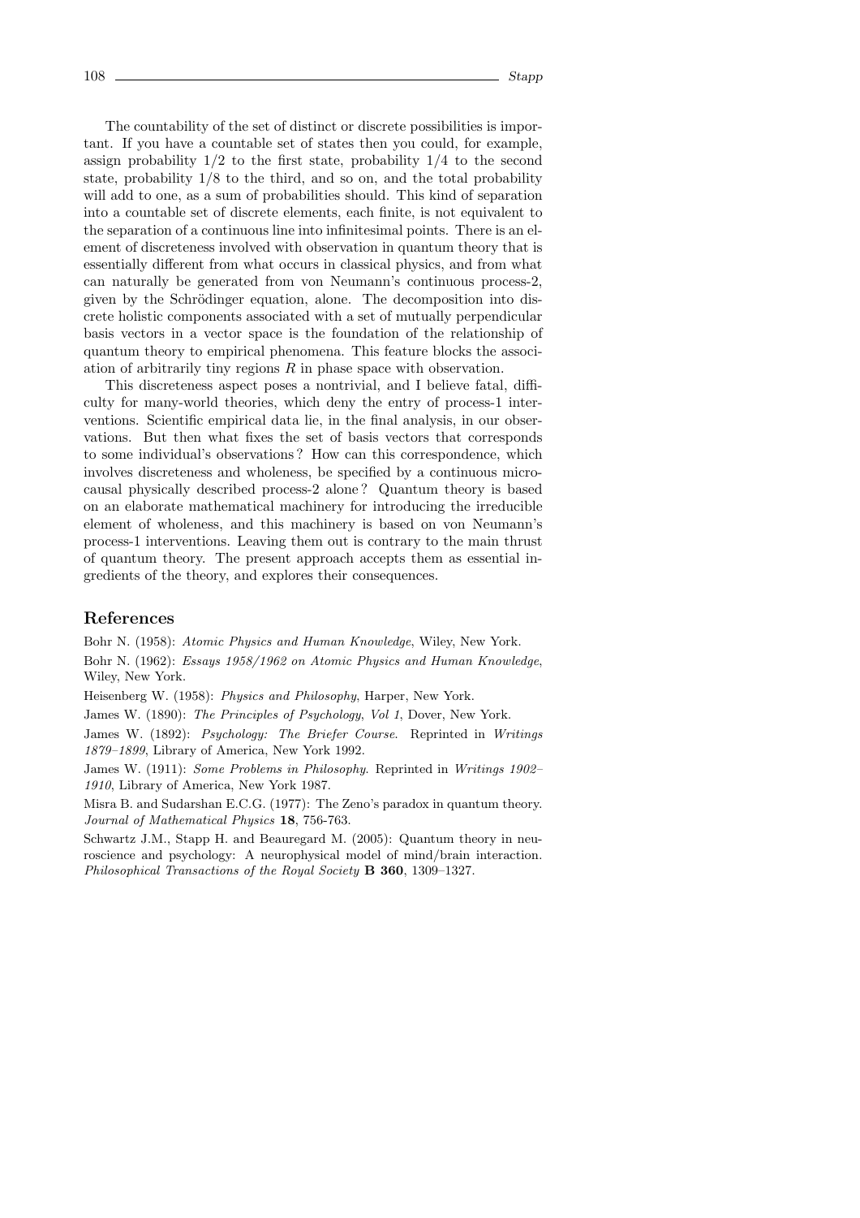The countability of the set of distinct or discrete possibilities is important. If you have a countable set of states then you could, for example, assign probability $1/2$ to the first state, probability $1/4$ to the second state, probability $1/8$ to the third, and so on, and the total probability will add to one, as a sum of probabilities should. This kind of separation into a countable set of discrete elements, each finite, is not equivalent to the separation of a continuous line into infinitesimal points. There is an element of discreteness involved with observation in quantum theory that is essentially different from what occurs in classical physics, and from what can naturally be generated from von Neumann's continuous process-2, given by the Schrödinger equation, alone. The decomposition into discrete holistic components associated with a set of mutually perpendicular basis vectors in a vector space is the foundation of the relationship of quantum theory to empirical phenomena. This feature blocks the association of arbitrarily tiny regions $R$ in phase space with observation.

This discreteness aspect poses a nontrivial, and I believe fatal, difficulty for many-world theories, which deny the entry of process-1 interventions. Scientific empirical data lie, in the final analysis, in our observations. But then what fixes the set of basis vectors that corresponds to some individual's observations? How can this correspondence, which involves discreteness and wholeness, be specified by a continuous microcausal physically described process-2 alone? Quantum theory is based on an elaborate mathematical machinery for introducing the irreducible element of wholeness, and this machinery is based on von Neumann's process-1 interventions. Leaving them out is contrary to the main thrust of quantum theory. The present approach accepts them as essential ingredients of the theory, and explores their consequences.

## References

Bohr N. (1958): *Atomic Physics and Human Knowledge*, Wiley, New York.

Bohr N. (1962): *Essays 1958/1962 on Atomic Physics and Human Knowledge*, Wiley, New York.

Heisenberg W. (1958): *Physics and Philosophy*, Harper, New York.

James W. (1890): *The Principles of Psychology, Vol 1*, Dover, New York.

James W. (1892): *Psychology: The Briefer Course*. Reprinted in *Writings 1879–1899*, Library of America, New York 1992.

James W. (1911): *Some Problems in Philosophy*. Reprinted in *Writings 1902–1910*, Library of America, New York 1987.

Misra B. and Sudarshan E.C.G. (1977): The Zeno's paradox in quantum theory. *Journal of Mathematical Physics* **18**, 756-763.

Schwartz J.M., Stapp H. and Beauregard M. (2005): Quantum theory in neuroscience and psychology: A neurophysical model of mind/brain interaction. *Philosophical Transactions of the Royal Society* **B 360**, 1309–1327.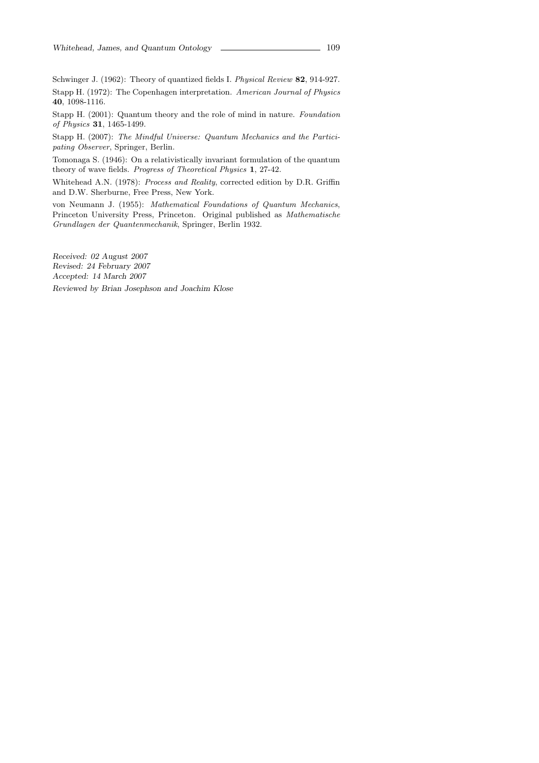Schwinger J. (1962): Theory of quantized fields I. *Physical Review* **82**, 914-927.

Stapp H. (1972): The Copenhagen interpretation. *American Journal of Physics* **40**, 1098-1116.

Stapp H. (2001): Quantum theory and the role of mind in nature. *Foundation of Physics* **31**, 1465-1499.

Stapp H. (2007): *The Mindful Universe: Quantum Mechanics and the Participating Observer*, Springer, Berlin.

Tomonaga S. (1946): On a relativistically invariant formulation of the quantum theory of wave fields. *Progress of Theoretical Physics* **1**, 27-42.

Whitehead A.N. (1978): *Process and Reality*, corrected edition by D.R. Griffin and D.W. Sherburne, Free Press, New York.

von Neumann J. (1955): *Mathematical Foundations of Quantum Mechanics*, Princeton University Press, Princeton. Original published as *Mathematische Grundlagen der Quantenmechanik*, Springer, Berlin 1932.

*Received: 02 August 2007*
*Revised: 24 February 2007*
*Accepted: 14 March 2007*

*Reviewed by Brian Josephson and Joachim Klose*